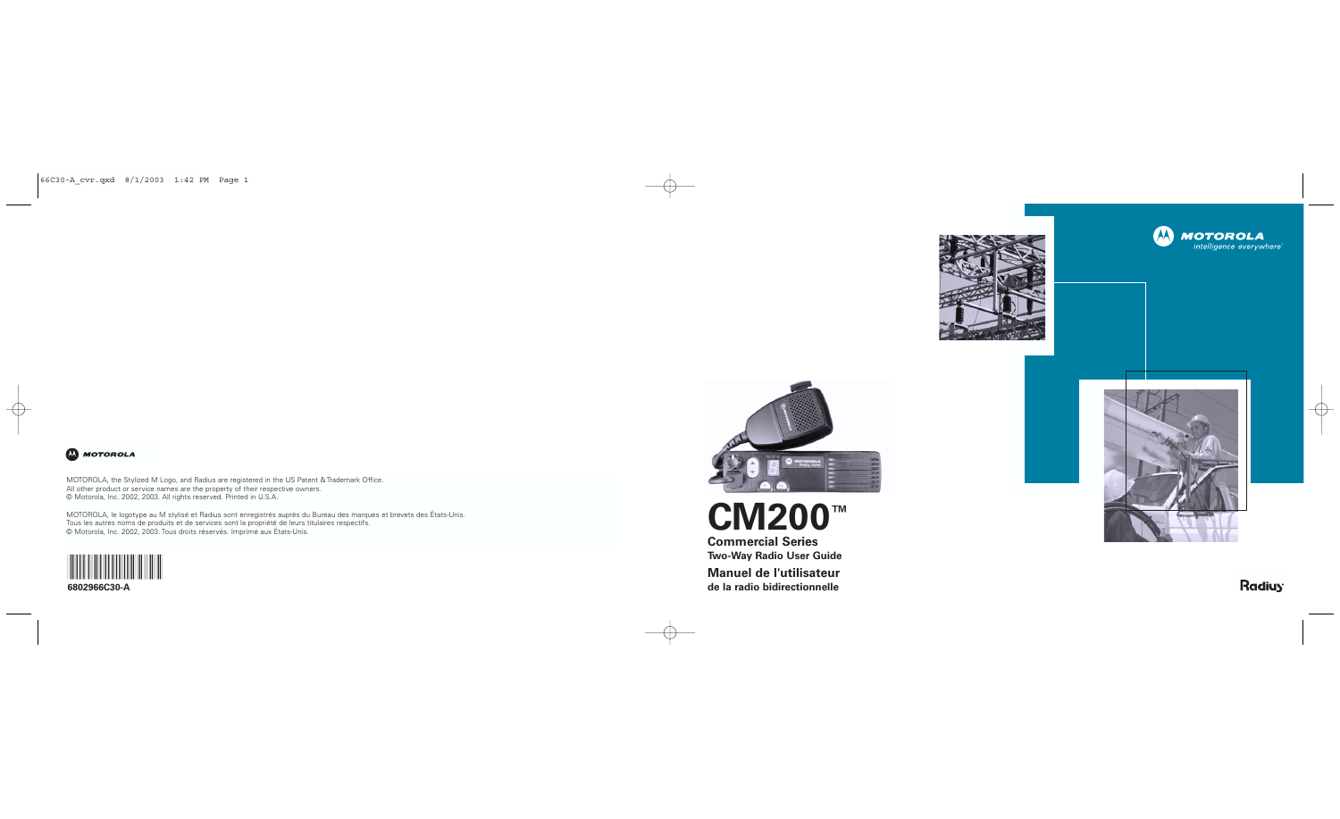MOTOROLA

MOTOROLA, the Stylized M Logo, and Radius are registered in the US Patent & Trademark Office.
All other product or service names are the property of their respective owners.
© Motorola, Inc. 2002, 2003. All rights reserved. Printed in U.S.A.

MOTOROLA, le logotype au M stylisé et Radius sont enregistrés auprès du Bureau des marques et brevets des États-Unis.
Tous les autres noms de produits et de services sont la propriété de leurs titulaires respectifs.
© Motorola, Inc. 2002, 2003. Tous droits réservés. Imprimé aux États-Unis.

**6802966C30-A**

MOTOROLA
*intelligence everywhere*™

# CM200™

## Commercial Series

**Two-Way Radio User Guide**

## Manuel de l'utilisateur

**de la radio bidirectionnelle**

Radius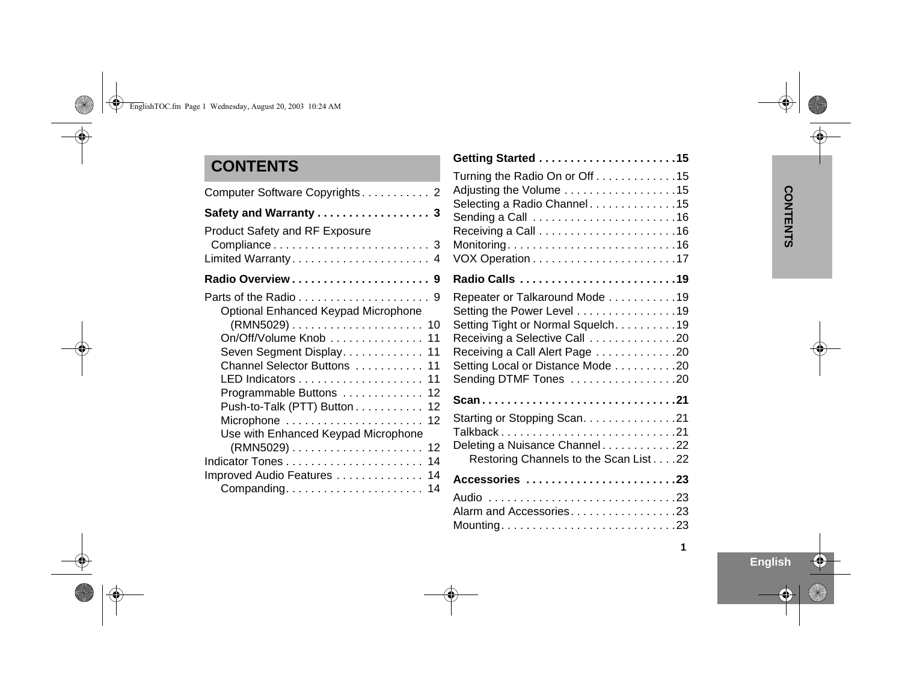# CONTENTS

Computer Software Copyrights . . . . . . . . . . . 2

**Safety and Warranty . . . . . . . . . . . . . . . . . . 3**

Product Safety and RF Exposure Compliance . . . . . . . . . . . . . . . . . . . . . . . . . 3
Limited Warranty . . . . . . . . . . . . . . . . . . . . . . 4

**Radio Overview . . . . . . . . . . . . . . . . . . . . . . 9**

Parts of the Radio . . . . . . . . . . . . . . . . . . . . . 9
- Optional Enhanced Keypad Microphone (RMN5029) . . . . . . . . . . . . . . . . . . . . . 10
- On/Off/Volume Knob . . . . . . . . . . . . . . . 11
- Seven Segment Display . . . . . . . . . . . . . 11
- Channel Selector Buttons . . . . . . . . . . . 11
- LED Indicators . . . . . . . . . . . . . . . . . . . . 11
- Programmable Buttons . . . . . . . . . . . . . 12
- Push-to-Talk (PTT) Button . . . . . . . . . . . 12
- Microphone . . . . . . . . . . . . . . . . . . . . . . 12
- Use with Enhanced Keypad Microphone (RMN5029) . . . . . . . . . . . . . . . . . . . . . 12

Indicator Tones . . . . . . . . . . . . . . . . . . . . . . 14
Improved Audio Features . . . . . . . . . . . . . . 14
- Companding. . . . . . . . . . . . . . . . . . . . . . 14

**Getting Started . . . . . . . . . . . . . . . . . . . . . . 15**

Turning the Radio On or Off . . . . . . . . . . . . . 15
Adjusting the Volume . . . . . . . . . . . . . . . . . . 15
Selecting a Radio Channel . . . . . . . . . . . . . . 15
Sending a Call . . . . . . . . . . . . . . . . . . . . . . . 16
Receiving a Call . . . . . . . . . . . . . . . . . . . . . . 16
Monitoring . . . . . . . . . . . . . . . . . . . . . . . . . . . 16
VOX Operation . . . . . . . . . . . . . . . . . . . . . . . 17

**Radio Calls . . . . . . . . . . . . . . . . . . . . . . . . . 19**

Repeater or Talkaround Mode . . . . . . . . . . . 19
Setting the Power Level . . . . . . . . . . . . . . . . 19
Setting Tight or Normal Squelch. . . . . . . . . . 19
Receiving a Selective Call . . . . . . . . . . . . . . 20
Receiving a Call Alert Page . . . . . . . . . . . . . 20
Setting Local or Distance Mode . . . . . . . . . . 20
Sending DTMF Tones . . . . . . . . . . . . . . . . . 20

**Scan . . . . . . . . . . . . . . . . . . . . . . . . . . . . . . . 21**

Starting or Stopping Scan. . . . . . . . . . . . . . . 21
Talkback . . . . . . . . . . . . . . . . . . . . . . . . . . . . 21
Deleting a Nuisance Channel . . . . . . . . . . . . 22
- Restoring Channels to the Scan List . . . . 22

**Accessories . . . . . . . . . . . . . . . . . . . . . . . . 23**

Audio . . . . . . . . . . . . . . . . . . . . . . . . . . . . . . 23
Alarm and Accessories. . . . . . . . . . . . . . . . . 23
Mounting. . . . . . . . . . . . . . . . . . . . . . . . . . . . 23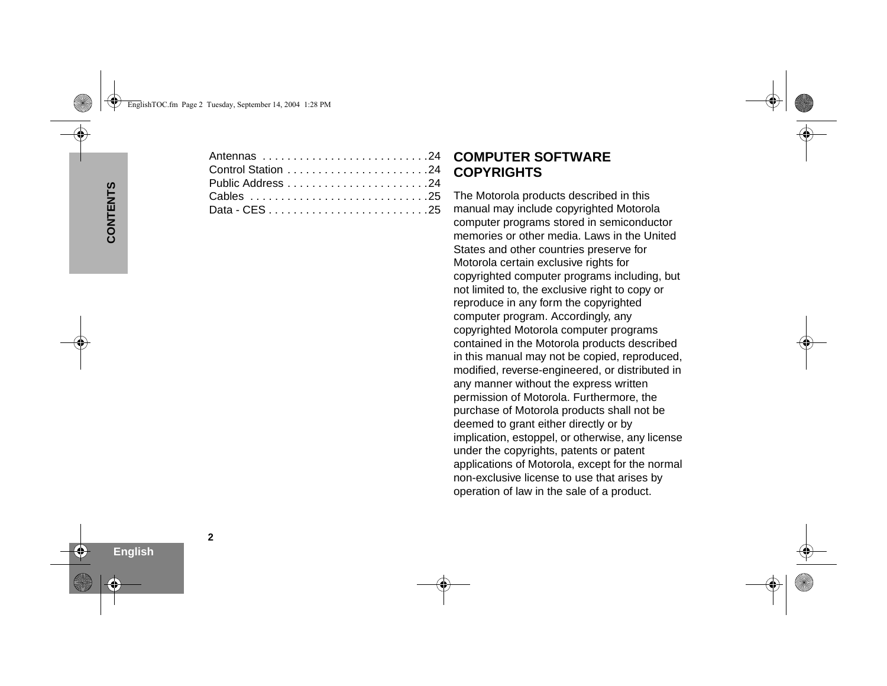Antennas . . . . . . . . . . . . . . . . . . . . . . . . . . . .24
Control Station . . . . . . . . . . . . . . . . . . . . . . . .24
Public Address . . . . . . . . . . . . . . . . . . . . . . . .24
Cables . . . . . . . . . . . . . . . . . . . . . . . . . . . . . .25
Data - CES . . . . . . . . . . . . . . . . . . . . . . . . . . .25

## COMPUTER SOFTWARE COPYRIGHTS

The Motorola products described in this manual may include copyrighted Motorola computer programs stored in semiconductor memories or other media. Laws in the United States and other countries preserve for Motorola certain exclusive rights for copyrighted computer programs including, but not limited to, the exclusive right to copy or reproduce in any form the copyrighted computer program. Accordingly, any copyrighted Motorola computer programs contained in the Motorola products described in this manual may not be copied, reproduced, modified, reverse-engineered, or distributed in any manner without the express written permission of Motorola. Furthermore, the purchase of Motorola products shall not be deemed to grant either directly or by implication, estoppel, or otherwise, any license under the copyrights, patents or patent applications of Motorola, except for the normal non-exclusive license to use that arises by operation of law in the sale of a product.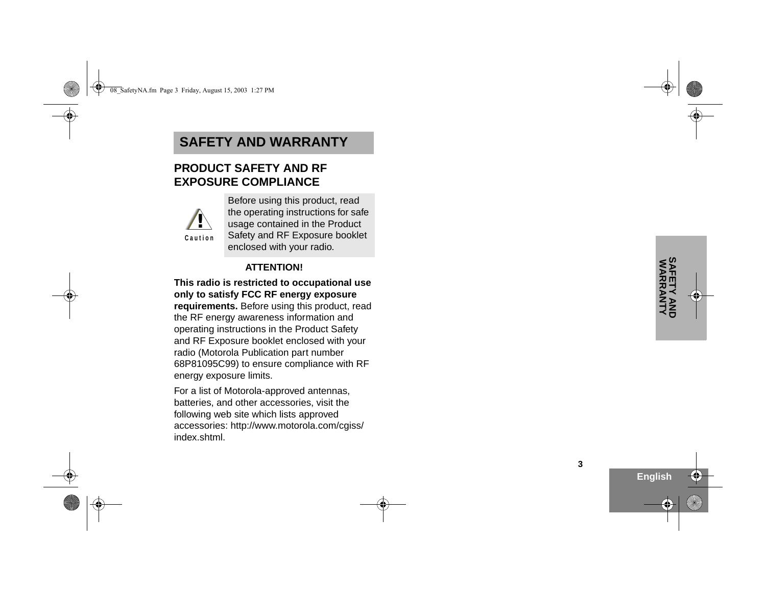# SAFETY AND WARRANTY

## PRODUCT SAFETY AND RF EXPOSURE COMPLIANCE

Caution

Before using this product, read the operating instructions for safe usage contained in the Product Safety and RF Exposure booklet enclosed with your radio.

**ATTENTION!**

**This radio is restricted to occupational use only to satisfy FCC RF energy exposure requirements.** Before using this product, read the RF energy awareness information and operating instructions in the Product Safety and RF Exposure booklet enclosed with your radio (Motorola Publication part number 68P81095C99) to ensure compliance with RF energy exposure limits.

For a list of Motorola-approved antennas, batteries, and other accessories, visit the following web site which lists approved accessories: http://www.motorola.com/cgiss/index.shtml.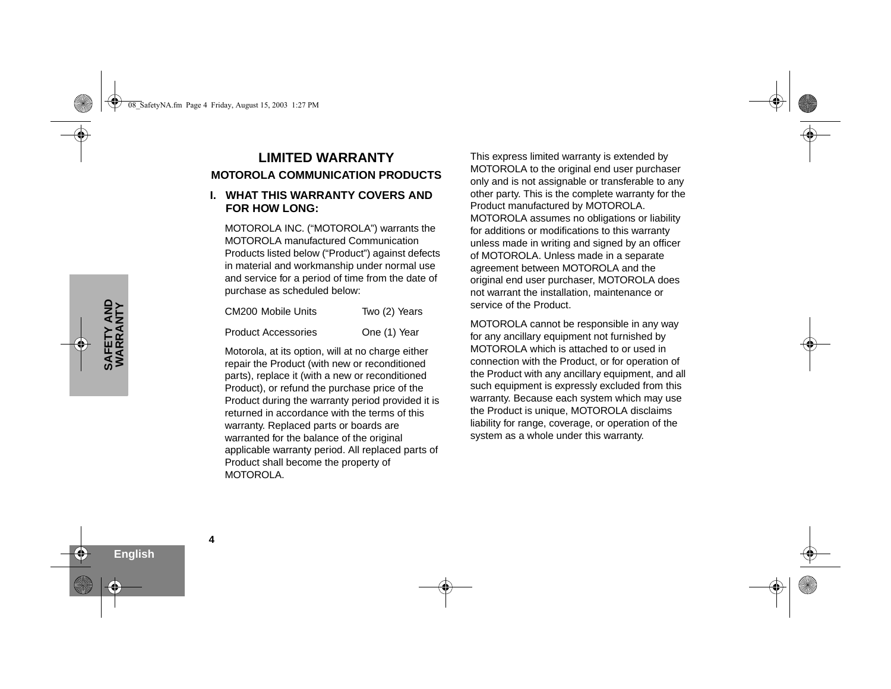# LIMITED WARRANTY

## MOTOROLA COMMUNICATION PRODUCTS

### I. WHAT THIS WARRANTY COVERS AND FOR HOW LONG:

MOTOROLA INC. (“MOTOROLA”) warrants the MOTOROLA manufactured Communication Products listed below (“Product”) against defects in material and workmanship under normal use and service for a period of time from the date of purchase as scheduled below:

| | |
|---|---|
| CM200 Mobile Units | Two (2) Years |
| Product Accessories | One (1) Year |

Motorola, at its option, will at no charge either repair the Product (with new or reconditioned parts), replace it (with a new or reconditioned Product), or refund the purchase price of the Product during the warranty period provided it is returned in accordance with the terms of this warranty. Replaced parts or boards are warranted for the balance of the original applicable warranty period. All replaced parts of Product shall become the property of MOTOROLA.

This express limited warranty is extended by MOTOROLA to the original end user purchaser only and is not assignable or transferable to any other party. This is the complete warranty for the Product manufactured by MOTOROLA. MOTOROLA assumes no obligations or liability for additions or modifications to this warranty unless made in writing and signed by an officer of MOTOROLA. Unless made in a separate agreement between MOTOROLA and the original end user purchaser, MOTOROLA does not warrant the installation, maintenance or service of the Product.

MOTOROLA cannot be responsible in any way for any ancillary equipment not furnished by MOTOROLA which is attached to or used in connection with the Product, or for operation of the Product with any ancillary equipment, and all such equipment is expressly excluded from this warranty. Because each system which may use the Product is unique, MOTOROLA disclaims liability for range, coverage, or operation of the system as a whole under this warranty.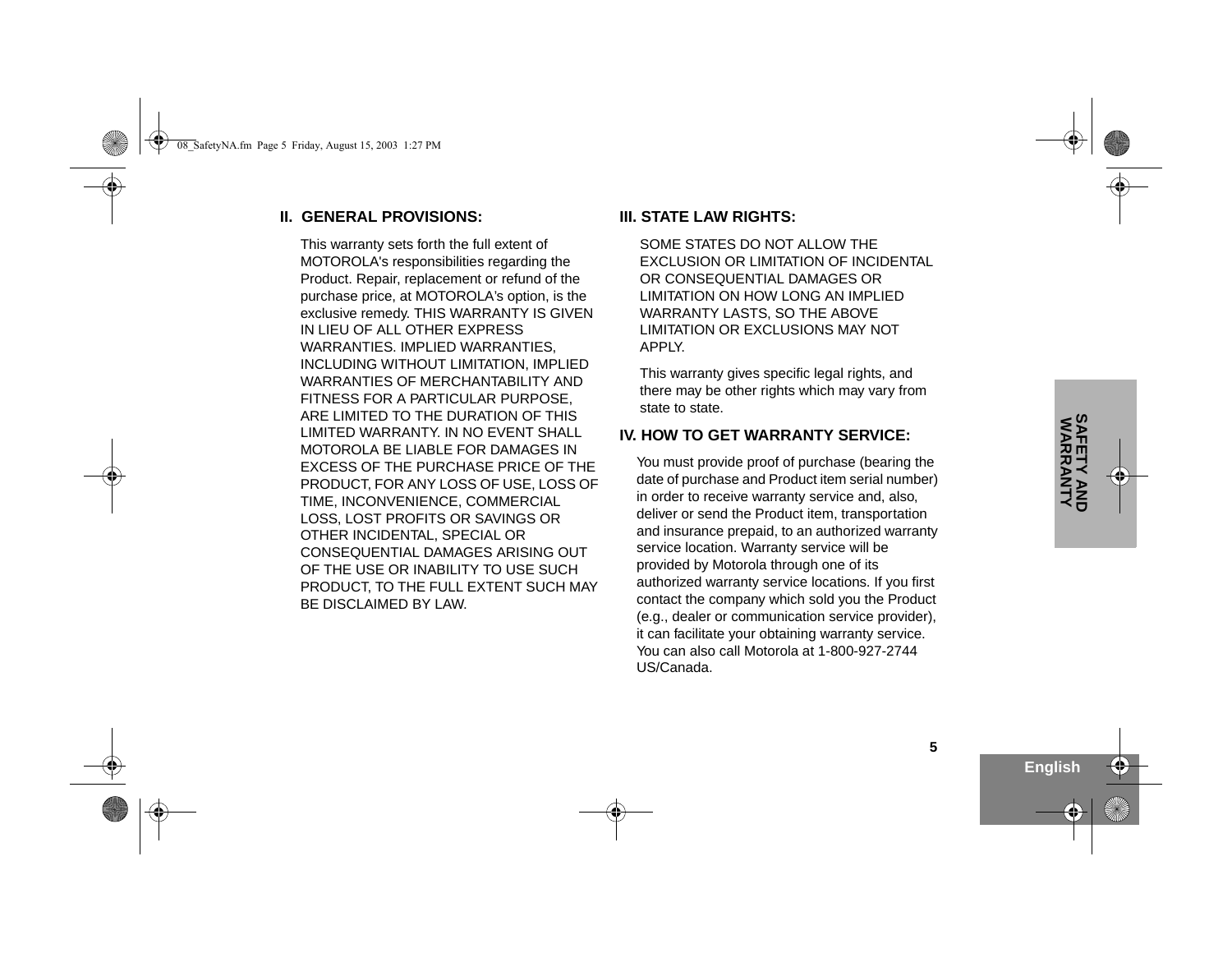## II. GENERAL PROVISIONS:

This warranty sets forth the full extent of MOTOROLA's responsibilities regarding the Product. Repair, replacement or refund of the purchase price, at MOTOROLA's option, is the exclusive remedy. THIS WARRANTY IS GIVEN IN LIEU OF ALL OTHER EXPRESS WARRANTIES. IMPLIED WARRANTIES, INCLUDING WITHOUT LIMITATION, IMPLIED WARRANTIES OF MERCHANTABILITY AND FITNESS FOR A PARTICULAR PURPOSE, ARE LIMITED TO THE DURATION OF THIS LIMITED WARRANTY. IN NO EVENT SHALL MOTOROLA BE LIABLE FOR DAMAGES IN EXCESS OF THE PURCHASE PRICE OF THE PRODUCT, FOR ANY LOSS OF USE, LOSS OF TIME, INCONVENIENCE, COMMERCIAL LOSS, LOST PROFITS OR SAVINGS OR OTHER INCIDENTAL, SPECIAL OR CONSEQUENTIAL DAMAGES ARISING OUT OF THE USE OR INABILITY TO USE SUCH PRODUCT, TO THE FULL EXTENT SUCH MAY BE DISCLAIMED BY LAW.

## III. STATE LAW RIGHTS:

SOME STATES DO NOT ALLOW THE EXCLUSION OR LIMITATION OF INCIDENTAL OR CONSEQUENTIAL DAMAGES OR LIMITATION ON HOW LONG AN IMPLIED WARRANTY LASTS, SO THE ABOVE LIMITATION OR EXCLUSIONS MAY NOT APPLY.

This warranty gives specific legal rights, and there may be other rights which may vary from state to state.

## IV. HOW TO GET WARRANTY SERVICE:

You must provide proof of purchase (bearing the date of purchase and Product item serial number) in order to receive warranty service and, also, deliver or send the Product item, transportation and insurance prepaid, to an authorized warranty service location. Warranty service will be provided by Motorola through one of its authorized warranty service locations. If you first contact the company which sold you the Product (e.g., dealer or communication service provider), it can facilitate your obtaining warranty service. You can also call Motorola at 1-800-927-2744 US/Canada.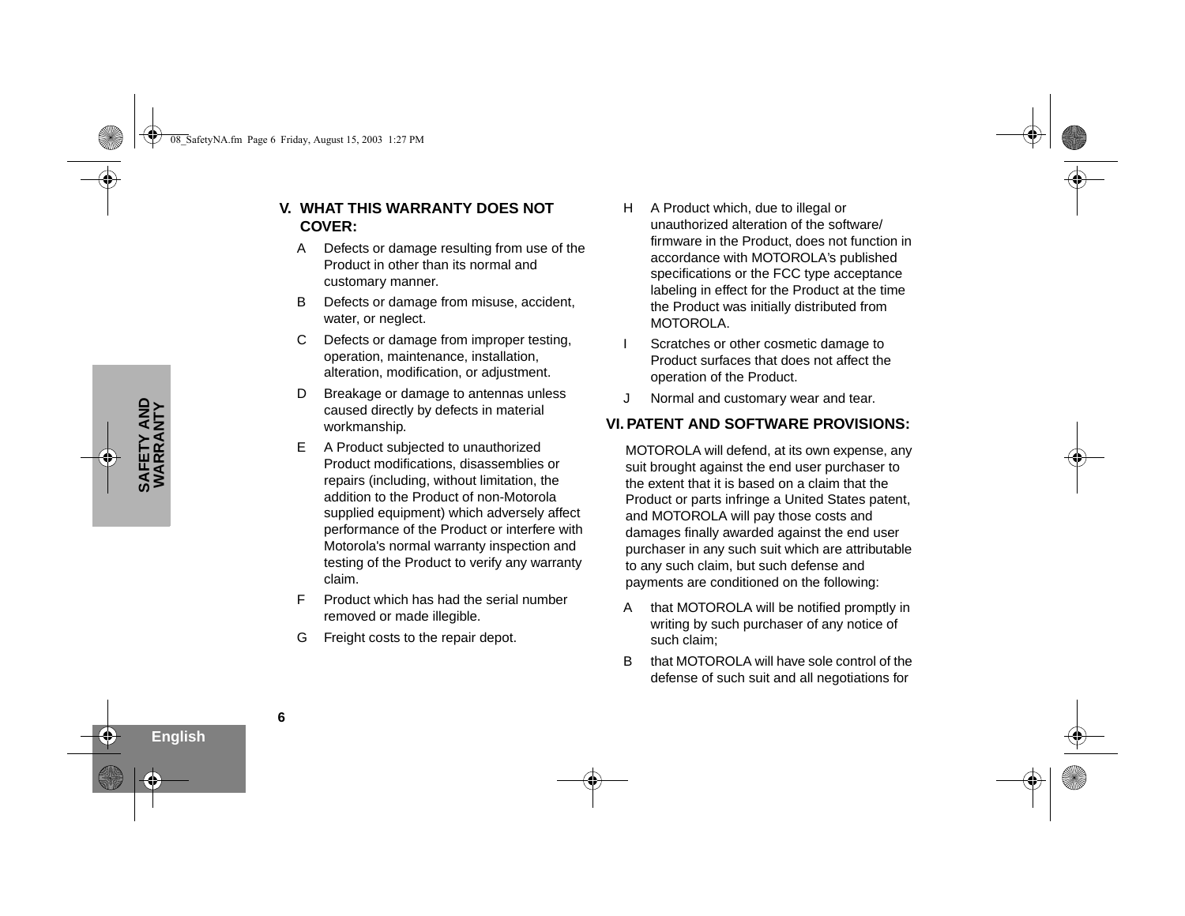## V. WHAT THIS WARRANTY DOES NOT COVER:

A Defects or damage resulting from use of the Product in other than its normal and customary manner.

B Defects or damage from misuse, accident, water, or neglect.

C Defects or damage from improper testing, operation, maintenance, installation, alteration, modification, or adjustment.

D Breakage or damage to antennas unless caused directly by defects in material workmanship.

E A Product subjected to unauthorized Product modifications, disassemblies or repairs (including, without limitation, the addition to the Product of non-Motorola supplied equipment) which adversely affect performance of the Product or interfere with Motorola's normal warranty inspection and testing of the Product to verify any warranty claim.

F Product which has had the serial number removed or made illegible.

G Freight costs to the repair depot.

H A Product which, due to illegal or unauthorized alteration of the software/ firmware in the Product, does not function in accordance with MOTOROLA's published specifications or the FCC type acceptance labeling in effect for the Product at the time the Product was initially distributed from MOTOROLA.

I Scratches or other cosmetic damage to Product surfaces that does not affect the operation of the Product.

J Normal and customary wear and tear.

## VI. PATENT AND SOFTWARE PROVISIONS:

MOTOROLA will defend, at its own expense, any suit brought against the end user purchaser to the extent that it is based on a claim that the Product or parts infringe a United States patent, and MOTOROLA will pay those costs and damages finally awarded against the end user purchaser in any such suit which are attributable to any such claim, but such defense and payments are conditioned on the following:

A that MOTOROLA will be notified promptly in writing by such purchaser of any notice of such claim;

B that MOTOROLA will have sole control of the defense of such suit and all negotiations for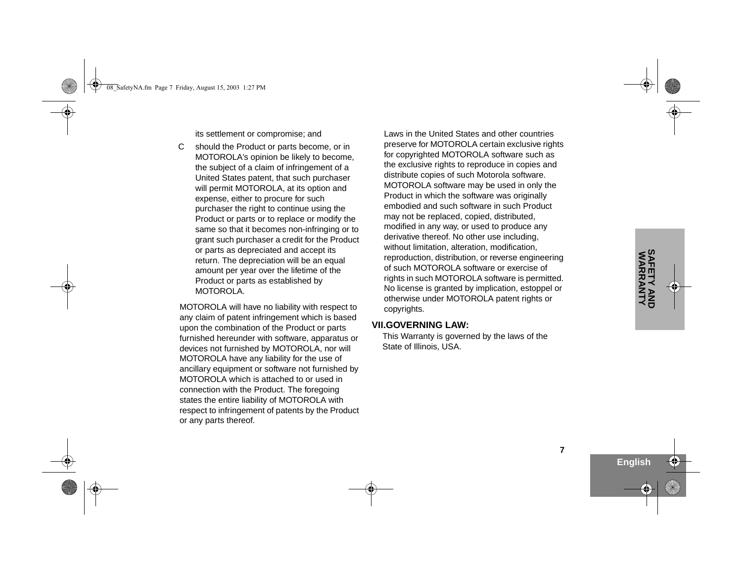its settlement or compromise; and

C should the Product or parts become, or in MOTOROLA's opinion be likely to become, the subject of a claim of infringement of a United States patent, that such purchaser will permit MOTOROLA, at its option and expense, either to procure for such purchaser the right to continue using the Product or parts or to replace or modify the same so that it becomes non-infringing or to grant such purchaser a credit for the Product or parts as depreciated and accept its return. The depreciation will be an equal amount per year over the lifetime of the Product or parts as established by MOTOROLA.

MOTOROLA will have no liability with respect to any claim of patent infringement which is based upon the combination of the Product or parts furnished hereunder with software, apparatus or devices not furnished by MOTOROLA, nor will MOTOROLA have any liability for the use of ancillary equipment or software not furnished by MOTOROLA which is attached to or used in connection with the Product. The foregoing states the entire liability of MOTOROLA with respect to infringement of patents by the Product or any parts thereof.

Laws in the United States and other countries preserve for MOTOROLA certain exclusive rights for copyrighted MOTOROLA software such as the exclusive rights to reproduce in copies and distribute copies of such Motorola software. MOTOROLA software may be used in only the Product in which the software was originally embodied and such software in such Product may not be replaced, copied, distributed, modified in any way, or used to produce any derivative thereof. No other use including, without limitation, alteration, modification, reproduction, distribution, or reverse engineering of such MOTOROLA software or exercise of rights in such MOTOROLA software is permitted. No license is granted by implication, estoppel or otherwise under MOTOROLA patent rights or copyrights.

## VII.GOVERNING LAW:

This Warranty is governed by the laws of the State of Illinois, USA.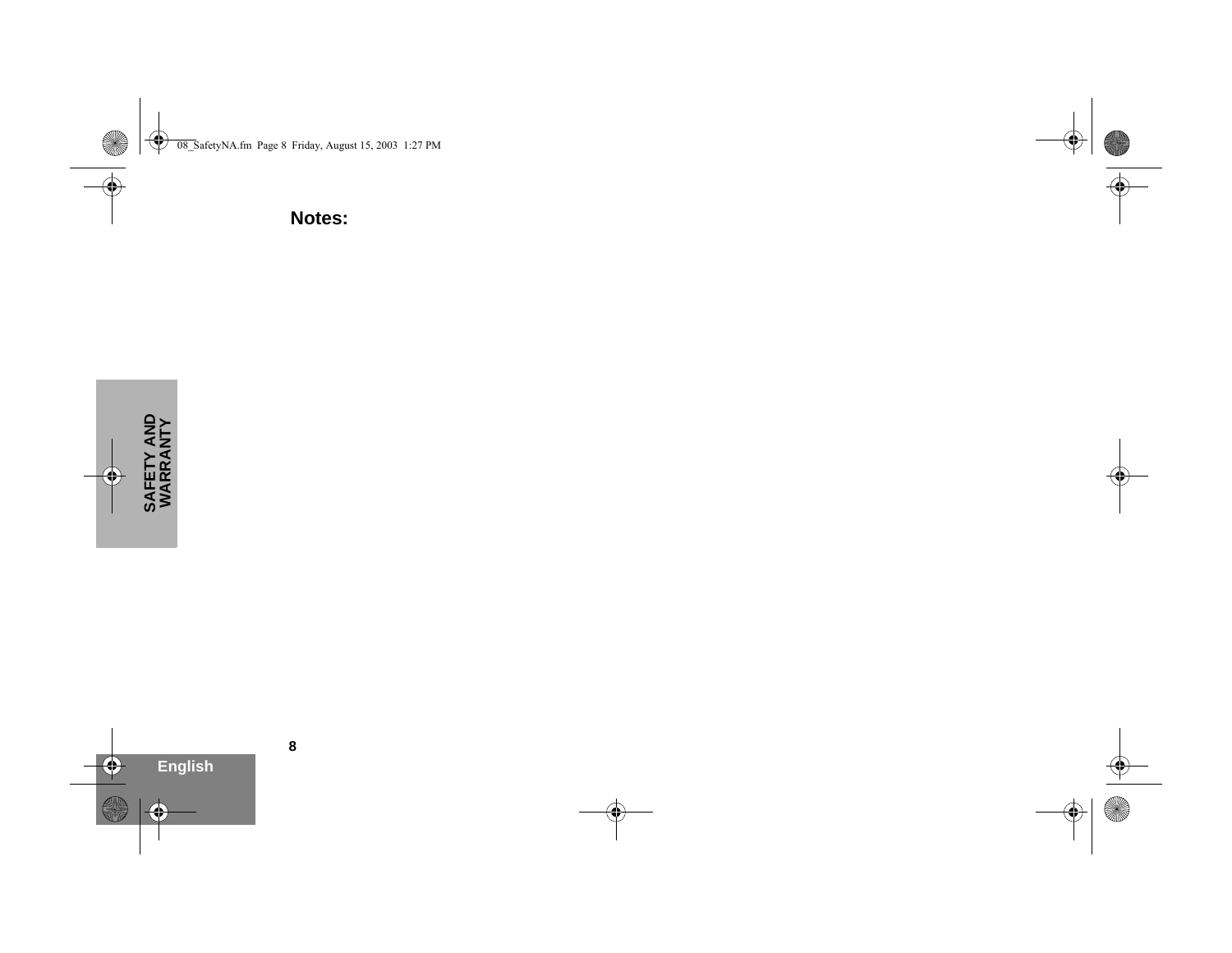**Notes:**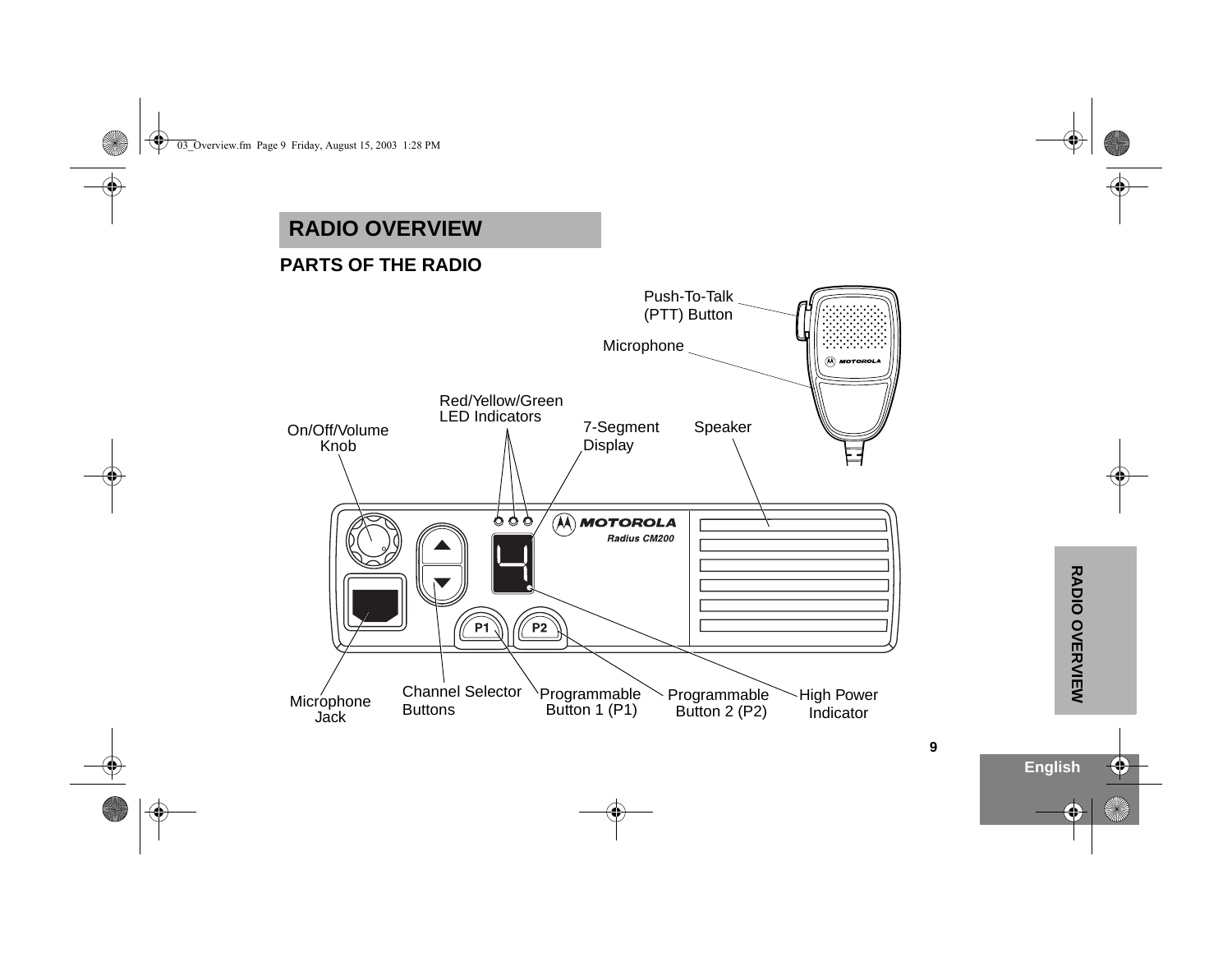# RADIO OVERVIEW

## PARTS OF THE RADIO

Push-To-Talk (PTT) Button

Microphone

Red/Yellow/Green LED Indicators

On/Off/Volume Knob

7-Segment Display

Speaker

Microphone Jack

Channel Selector Buttons

Programmable Button 1 (P1)

Programmable Button 2 (P2)

High Power Indicator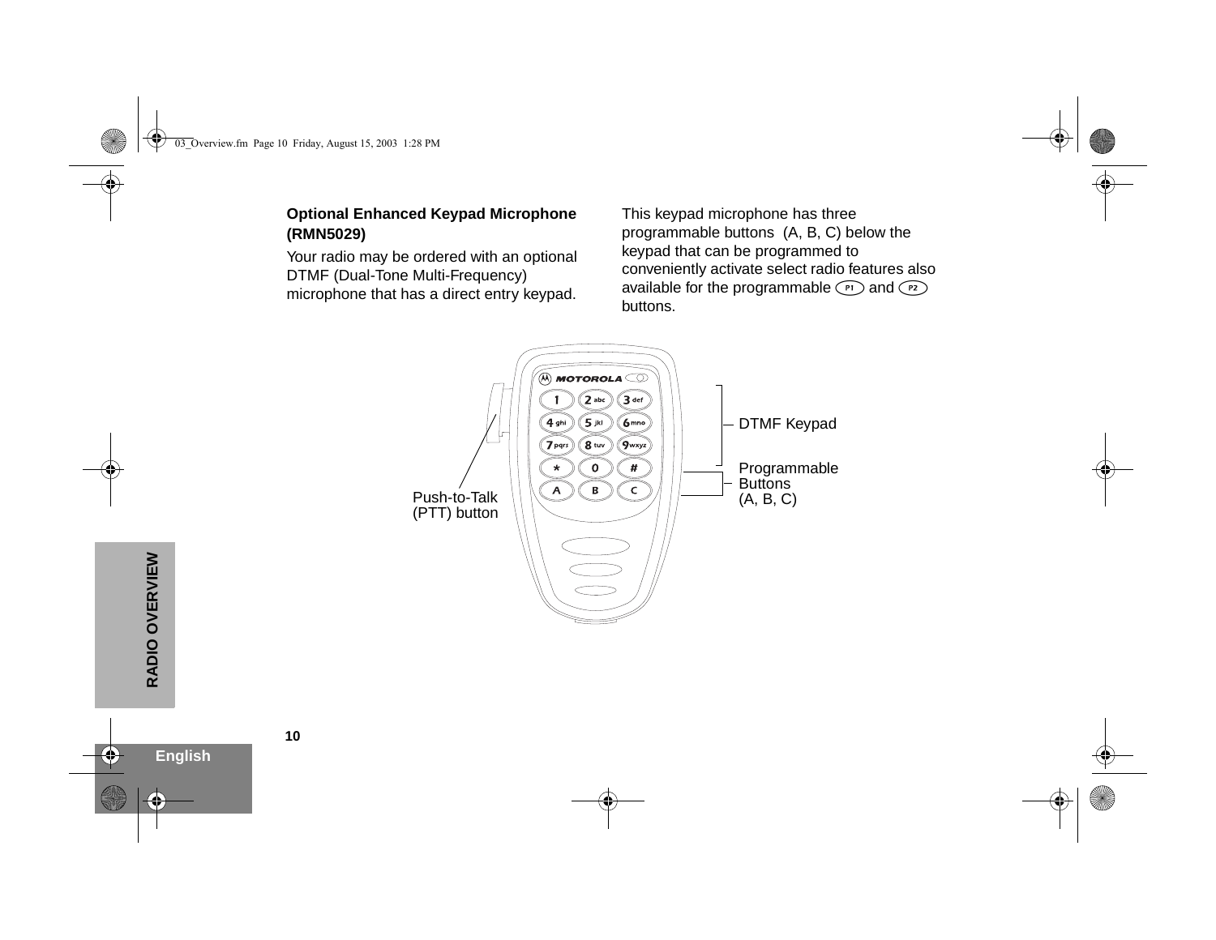### Optional Enhanced Keypad Microphone (RMN5029)

Your radio may be ordered with an optional DTMF (Dual-Tone Multi-Frequency) microphone that has a direct entry keypad.

This keypad microphone has three programmable buttons (A, B, C) below the keypad that can be programmed to conveniently activate select radio features also available for the programmable P1 and P2 buttons.

DTMF Keypad

Programmable Buttons (A, B, C)

Push-to-Talk (PTT) button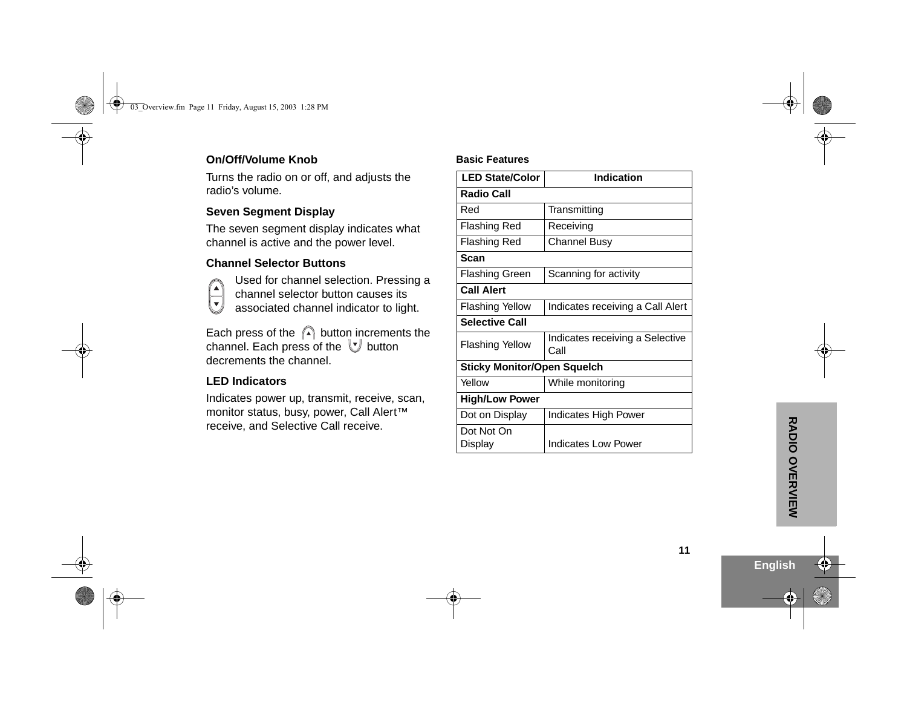### On/Off/Volume Knob

Turns the radio on or off, and adjusts the radio's volume.

### Seven Segment Display

The seven segment display indicates what channel is active and the power level.

### Channel Selector Buttons

Used for channel selection. Pressing a channel selector button causes its associated channel indicator to light.

Each press of the ▲ button increments the channel. Each press of the ▼ button decrements the channel.

### LED Indicators

Indicates power up, transmit, receive, scan, monitor status, busy, power, Call Alert™ receive, and Selective Call receive.

**Basic Features**

| LED State/Color | Indication |
|---|---|
| **Radio Call** | |
| Red | Transmitting |
| Flashing Red | Receiving |
| Flashing Red | Channel Busy |
| **Scan** | |
| Flashing Green | Scanning for activity |
| **Call Alert** | |
| Flashing Yellow | Indicates receiving a Call Alert |
| **Selective Call** | |
| Flashing Yellow | Indicates receiving a Selective Call |
| **Sticky Monitor/Open Squelch** | |
| Yellow | While monitoring |
| **High/Low Power** | |
| Dot on Display | Indicates High Power |
| Dot Not On Display | Indicates Low Power |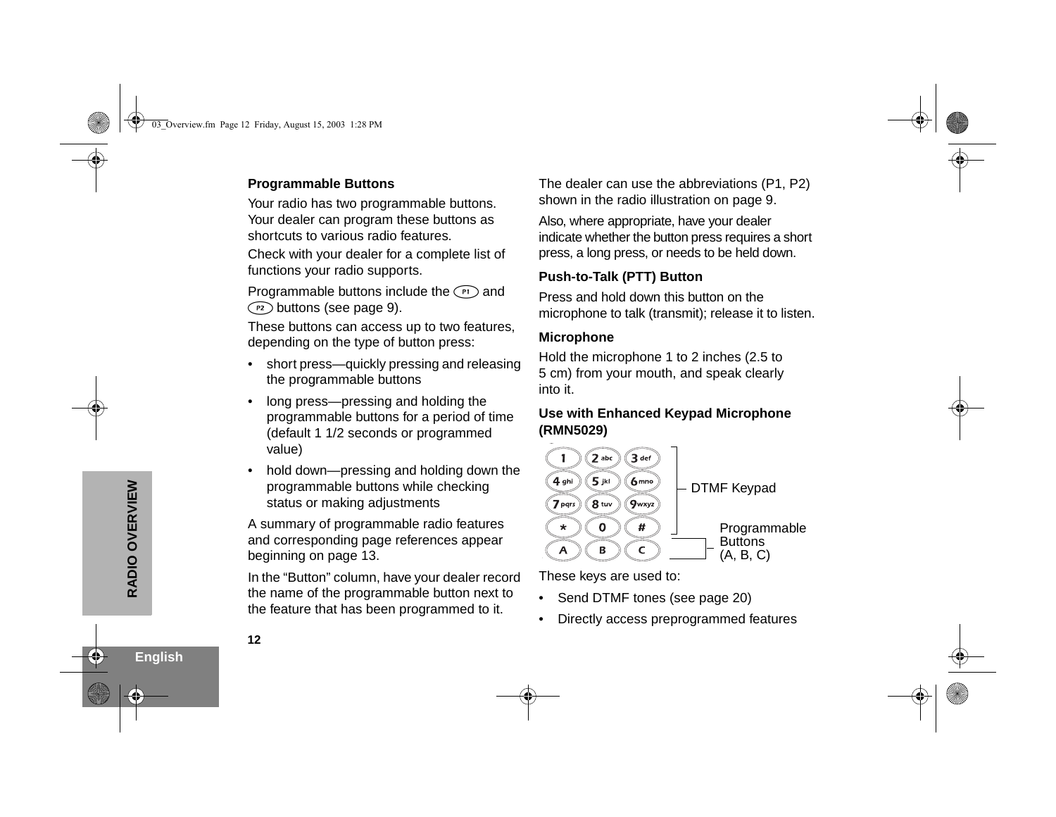## Programmable Buttons

Your radio has two programmable buttons. Your dealer can program these buttons as shortcuts to various radio features.

Check with your dealer for a complete list of functions your radio supports.

Programmable buttons include the (P1) and (P2) buttons (see page 9).

These buttons can access up to two features, depending on the type of button press:

- short press—quickly pressing and releasing the programmable buttons
- long press—pressing and holding the programmable buttons for a period of time (default 1 1/2 seconds or programmed value)
- hold down—pressing and holding down the programmable buttons while checking status or making adjustments

A summary of programmable radio features and corresponding page references appear beginning on page 13.

In the "Button" column, have your dealer record the name of the programmable button next to the feature that has been programmed to it.

The dealer can use the abbreviations (P1, P2) shown in the radio illustration on page 9.

Also, where appropriate, have your dealer indicate whether the button press requires a short press, a long press, or needs to be held down.

## Push-to-Talk (PTT) Button

Press and hold down this button on the microphone to talk (transmit); release it to listen.

## Microphone

Hold the microphone 1 to 2 inches (2.5 to 5 cm) from your mouth, and speak clearly into it.

## Use with Enhanced Keypad Microphone (RMN5029)

DTMF Keypad

Programmable Buttons (A, B, C)

These keys are used to:

- Send DTMF tones (see page 20)
- Directly access preprogrammed features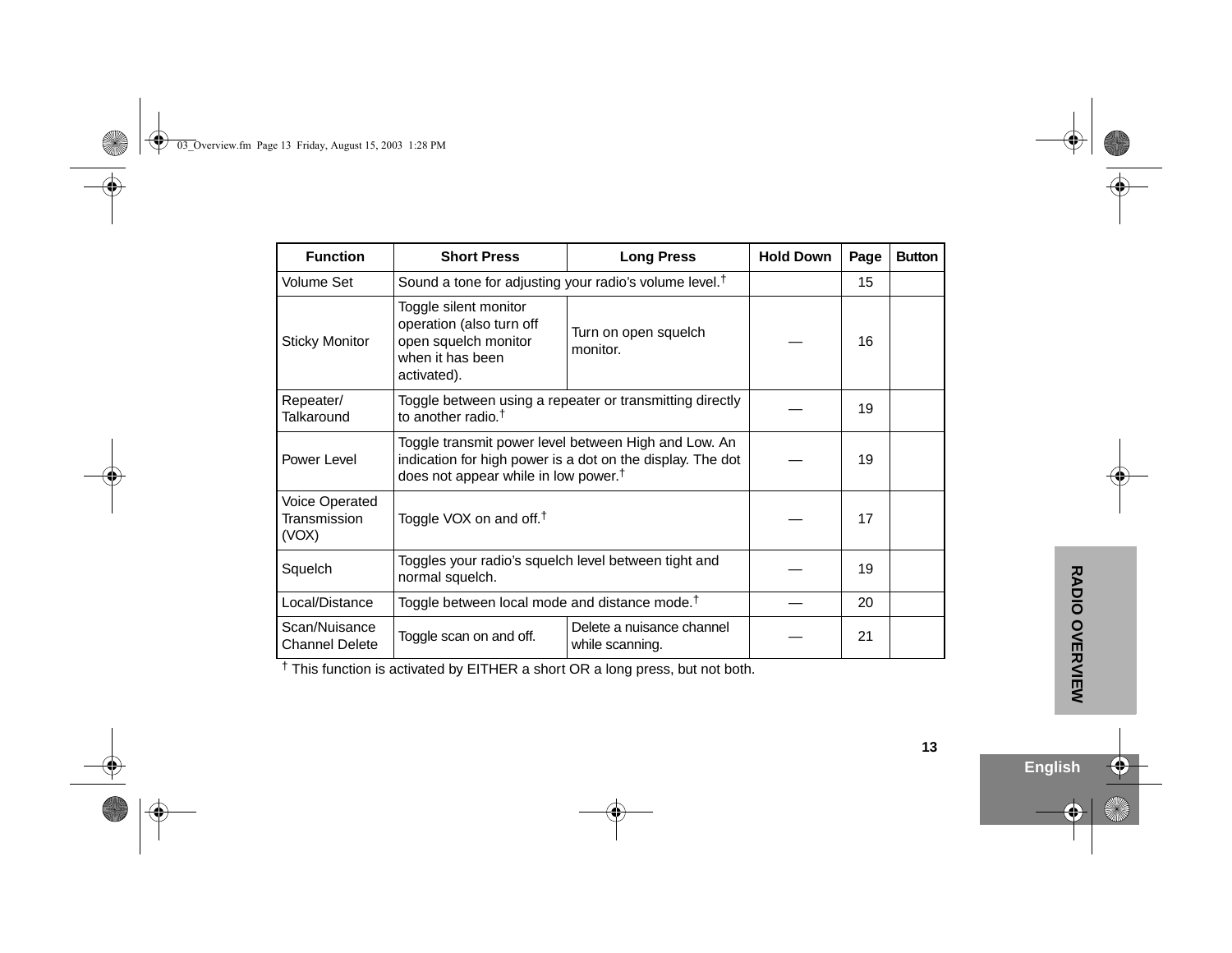| Function | Short Press | Long Press | Hold Down | Page | Button |
|---|---|---|---|---|---|
| Volume Set | Sound a tone for adjusting your radio's volume level.† | | | 15 | |
| Sticky Monitor | Toggle silent monitor operation (also turn off open squelch monitor when it has been activated). | Turn on open squelch monitor. | — | 16 | |
| Repeater/ Talkaround | Toggle between using a repeater or transmitting directly to another radio.† | | — | 19 | |
| Power Level | Toggle transmit power level between High and Low. An indication for high power is a dot on the display. The dot does not appear while in low power.† | | — | 19 | |
| Voice Operated Transmission (VOX) | Toggle VOX on and off.† | | — | 17 | |
| Squelch | Toggles your radio's squelch level between tight and normal squelch. | | — | 19 | |
| Local/Distance | Toggle between local mode and distance mode.† | | — | 20 | |
| Scan/Nuisance Channel Delete | Toggle scan on and off. | Delete a nuisance channel while scanning. | — | 21 | |

† This function is activated by EITHER a short OR a long press, but not both.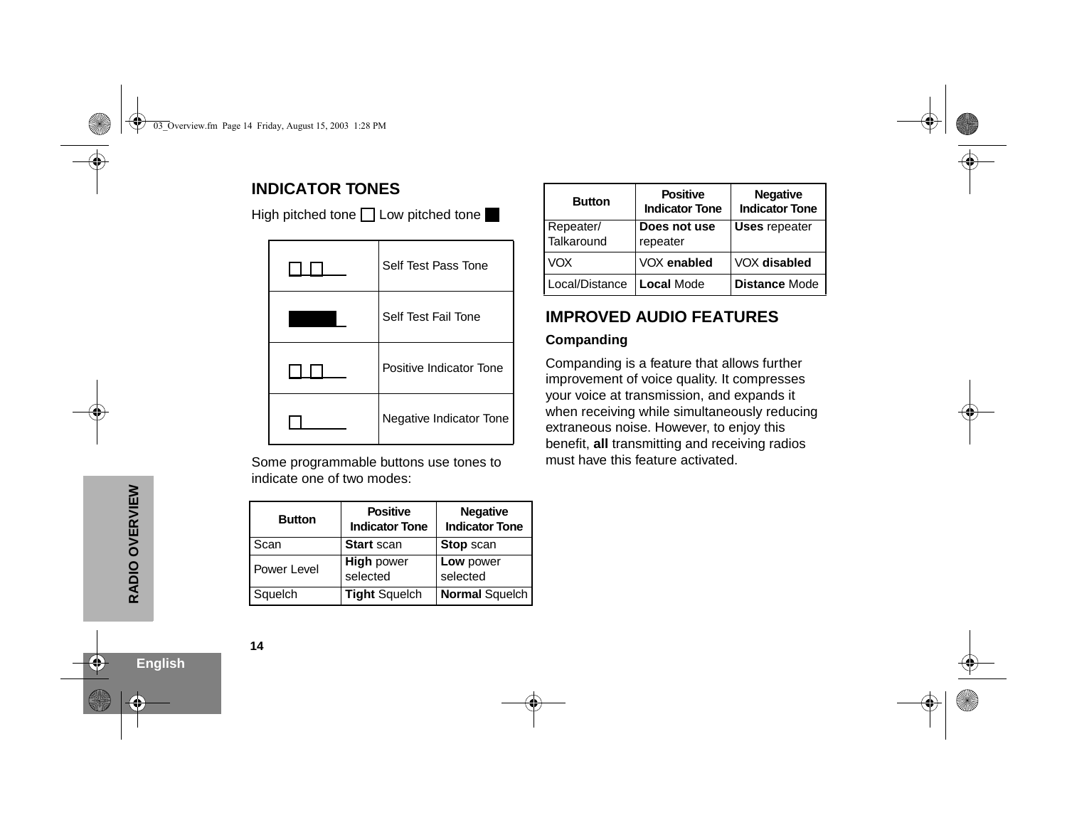## INDICATOR TONES

High pitched tone □ Low pitched tone ■

| Tone | Description |
|---|---|
| □ □ | Self Test Pass Tone |
| ■ | Self Test Fail Tone |
| □ □ | Positive Indicator Tone |
| □ | Negative Indicator Tone |

Some programmable buttons use tones to indicate one of two modes:

| Button | Positive Indicator Tone | Negative Indicator Tone |
|---|---|---|
| Scan | **Start** scan | **Stop** scan |
| Power Level | **High** power selected | **Low** power selected |
| Squelch | **Tight** Squelch | **Normal** Squelch |
| Repeater/ Talkaround | **Does not use** repeater | **Uses** repeater |
| VOX | VOX **enabled** | VOX **disabled** |
| Local/Distance | **Local** Mode | **Distance** Mode |

## IMPROVED AUDIO FEATURES

### Companding

Companding is a feature that allows further improvement of voice quality. It compresses your voice at transmission, and expands it when receiving while simultaneously reducing extraneous noise. However, to enjoy this benefit, **all** transmitting and receiving radios must have this feature activated.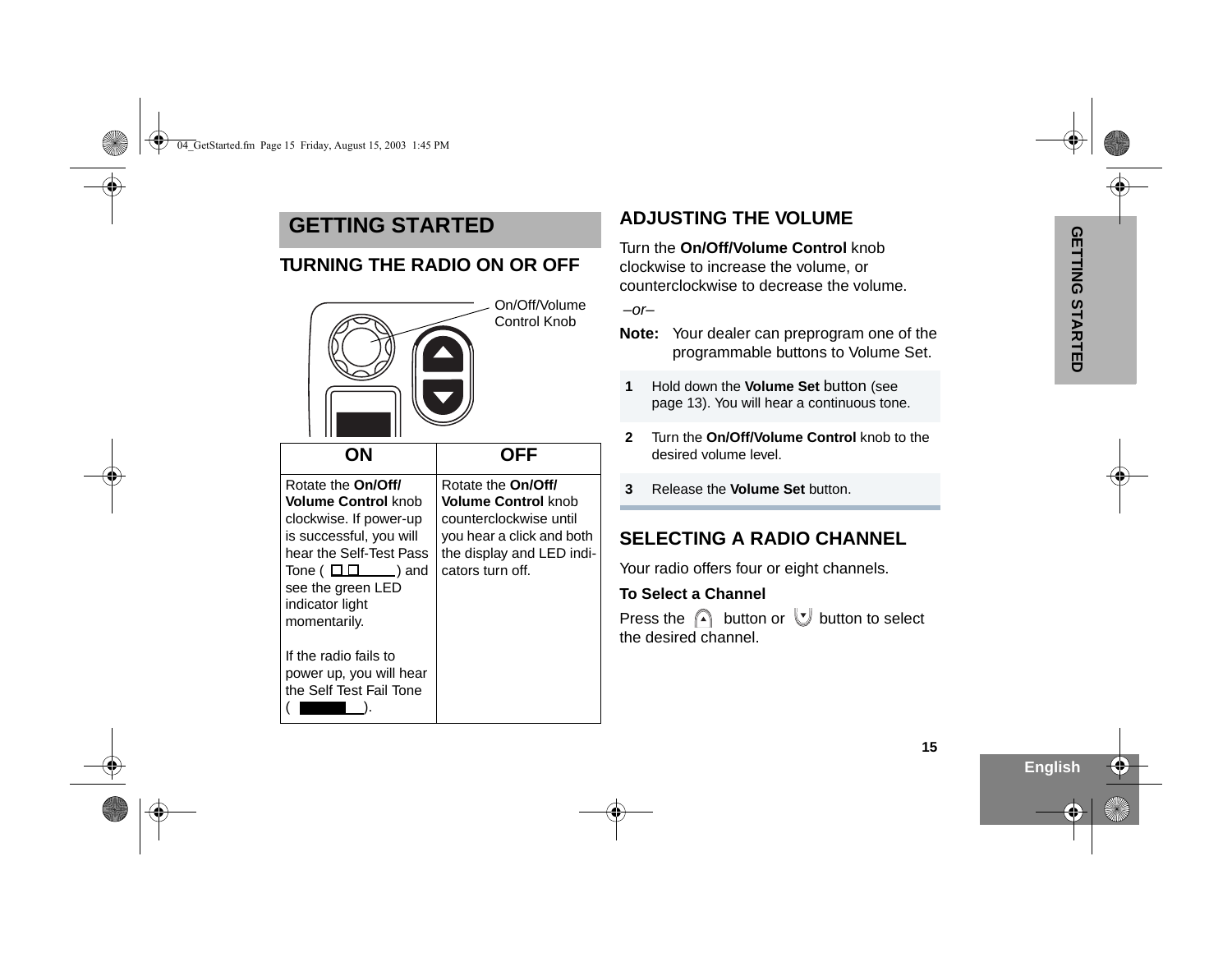# GETTING STARTED

## TURNING THE RADIO ON OR OFF

On/Off/Volume Control Knob

| ON | OFF |
|---|---|
| Rotate the **On/Off/ Volume Control** knob clockwise. If power-up is successful, you will hear the Self-Test Pass Tone ( ) and see the green LED indicator light momentarily.<br><br>If the radio fails to power up, you will hear the Self Test Fail Tone ( ). | Rotate the **On/Off/ Volume Control** knob counterclockwise until you hear a click and both the display and LED indicators turn off. |

## ADJUSTING THE VOLUME

Turn the **On/Off/Volume Control** knob clockwise to increase the volume, or counterclockwise to decrease the volume.

*–or–*

**Note:** Your dealer can preprogram one of the programmable buttons to Volume Set.

1. Hold down the **Volume Set** button (see page 13). You will hear a continuous tone.
2. Turn the **On/Off/Volume Control** knob to the desired volume level.
3. Release the **Volume Set** button.

## SELECTING A RADIO CHANNEL

Your radio offers four or eight channels.

**To Select a Channel**

Press the ▲ button or ▼ button to select the desired channel.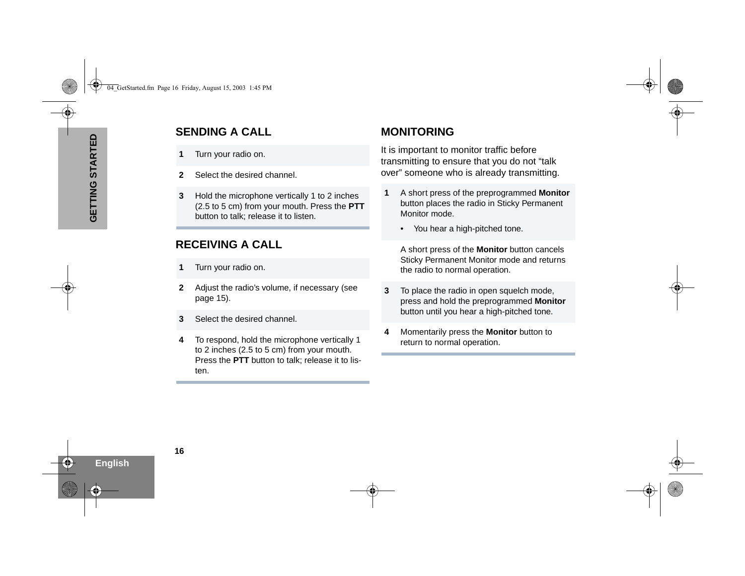## SENDING A CALL

| | |
|---|---|
| **1** | Turn your radio on. |
| **2** | Select the desired channel. |
| **3** | Hold the microphone vertically 1 to 2 inches (2.5 to 5 cm) from your mouth. Press the **PTT** button to talk; release it to listen. |

## RECEIVING A CALL

| | |
|---|---|
| **1** | Turn your radio on. |
| **2** | Adjust the radio's volume, if necessary (see page 15). |
| **3** | Select the desired channel. |
| **4** | To respond, hold the microphone vertically 1 to 2 inches (2.5 to 5 cm) from your mouth. Press the **PTT** button to talk; release it to listen. |

## MONITORING

It is important to monitor traffic before transmitting to ensure that you do not "talk over" someone who is already transmitting.

| | |
|---|---|
| **1** | A short press of the preprogrammed **Monitor** button places the radio in Sticky Permanent Monitor mode.<br>• You hear a high-pitched tone. |
| | A short press of the **Monitor** button cancels Sticky Permanent Monitor mode and returns the radio to normal operation. |
| **3** | To place the radio in open squelch mode, press and hold the preprogrammed **Monitor** button until you hear a high-pitched tone. |
| **4** | Momentarily press the **Monitor** button to return to normal operation. |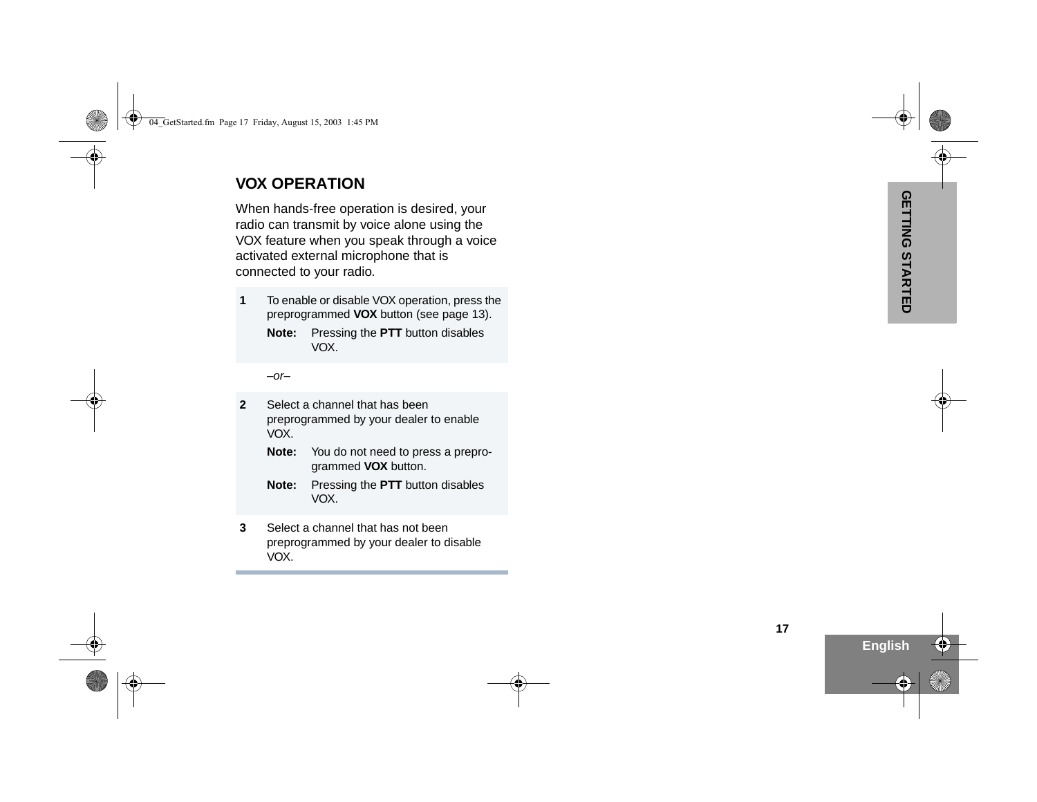## VOX OPERATION

When hands-free operation is desired, your radio can transmit by voice alone using the VOX feature when you speak through a voice activated external microphone that is connected to your radio.

**1** To enable or disable VOX operation, press the preprogrammed **VOX** button (see page 13).

**Note:** Pressing the **PTT** button disables VOX.

*–or–*

**2** Select a channel that has been preprogrammed by your dealer to enable VOX.

**Note:** You do not need to press a preprogrammed **VOX** button.

**Note:** Pressing the **PTT** button disables VOX.

**3** Select a channel that has not been preprogrammed by your dealer to disable VOX.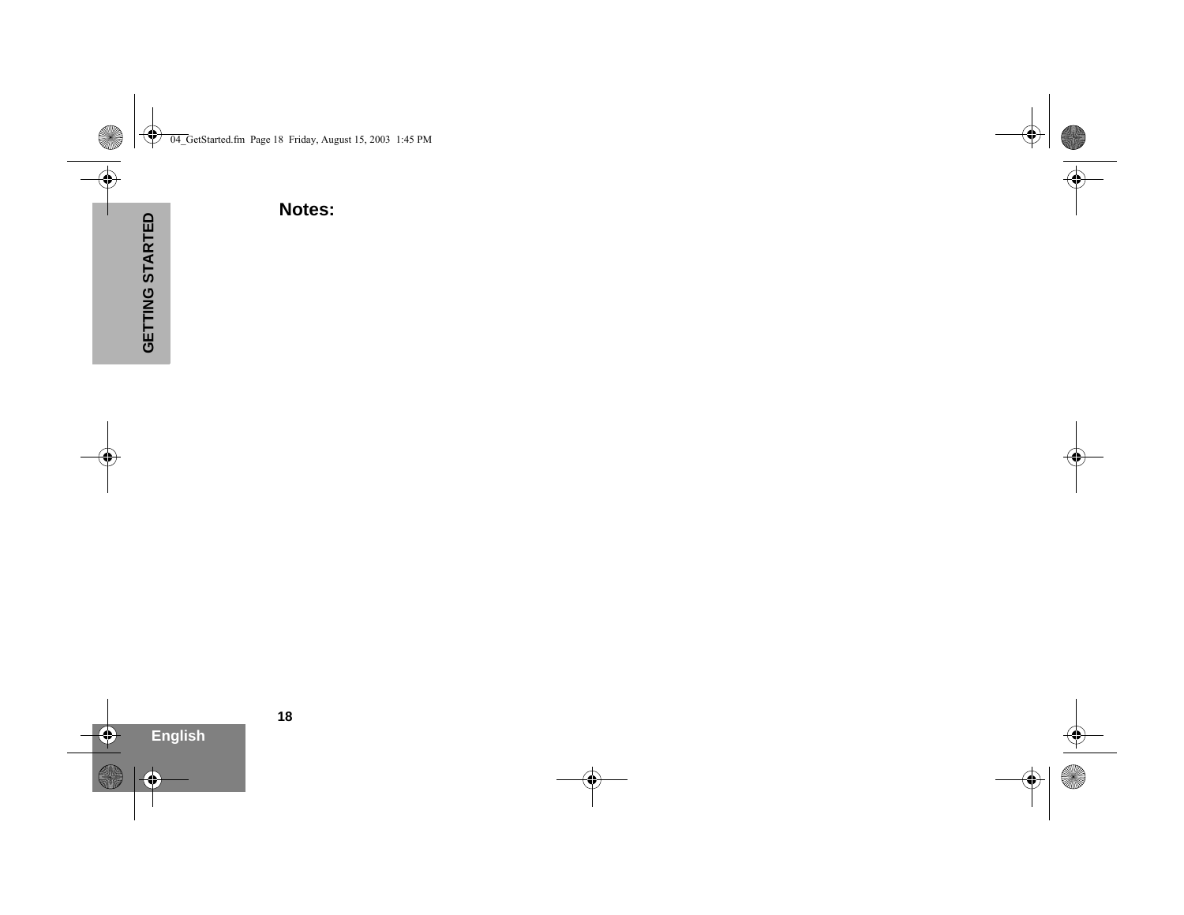**Notes:**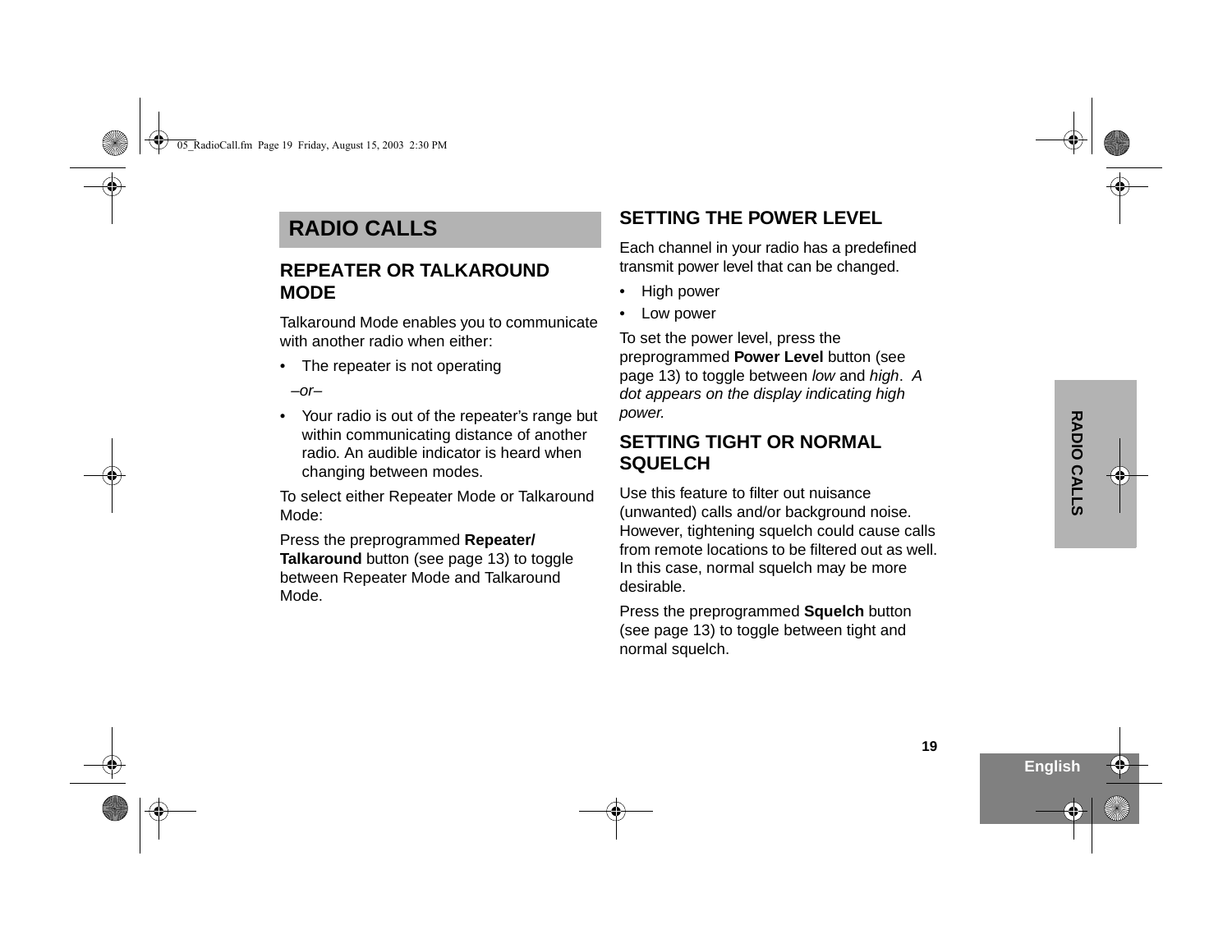# RADIO CALLS

## REPEATER OR TALKAROUND MODE

Talkaround Mode enables you to communicate with another radio when either:

- The repeater is not operating

*–or–*

- Your radio is out of the repeater's range but within communicating distance of another radio. An audible indicator is heard when changing between modes.

To select either Repeater Mode or Talkaround Mode:

Press the preprogrammed **Repeater/ Talkaround** button (see page 13) to toggle between Repeater Mode and Talkaround Mode.

## SETTING THE POWER LEVEL

Each channel in your radio has a predefined transmit power level that can be changed.

- High power
- Low power

To set the power level, press the preprogrammed **Power Level** button (see page 13) to toggle between *low* and *high*. *A dot appears on the display indicating high power.*

## SETTING TIGHT OR NORMAL SQUELCH

Use this feature to filter out nuisance (unwanted) calls and/or background noise. However, tightening squelch could cause calls from remote locations to be filtered out as well. In this case, normal squelch may be more desirable.

Press the preprogrammed **Squelch** button (see page 13) to toggle between tight and normal squelch.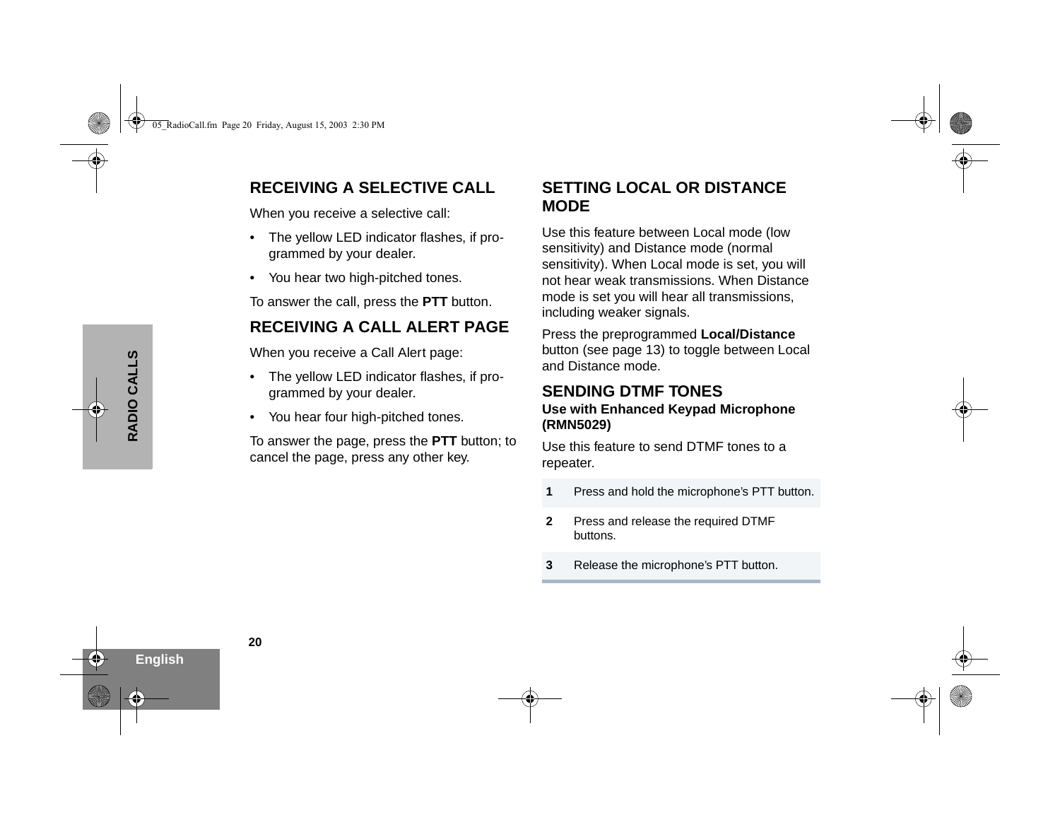## RECEIVING A SELECTIVE CALL

When you receive a selective call:

- The yellow LED indicator flashes, if programmed by your dealer.
- You hear two high-pitched tones.

To answer the call, press the **PTT** button.

## RECEIVING A CALL ALERT PAGE

When you receive a Call Alert page:

- The yellow LED indicator flashes, if programmed by your dealer.
- You hear four high-pitched tones.

To answer the page, press the **PTT** button; to cancel the page, press any other key.

## SETTING LOCAL OR DISTANCE MODE

Use this feature between Local mode (low sensitivity) and Distance mode (normal sensitivity). When Local mode is set, you will not hear weak transmissions. When Distance mode is set you will hear all transmissions, including weaker signals.

Press the preprogrammed **Local/Distance** button (see page 13) to toggle between Local and Distance mode.

## SENDING DTMF TONES

### Use with Enhanced Keypad Microphone (RMN5029)

Use this feature to send DTMF tones to a repeater.

| | |
|---|---|
| **1** | Press and hold the microphone's PTT button. |
| **2** | Press and release the required DTMF buttons. |
| **3** | Release the microphone's PTT button. |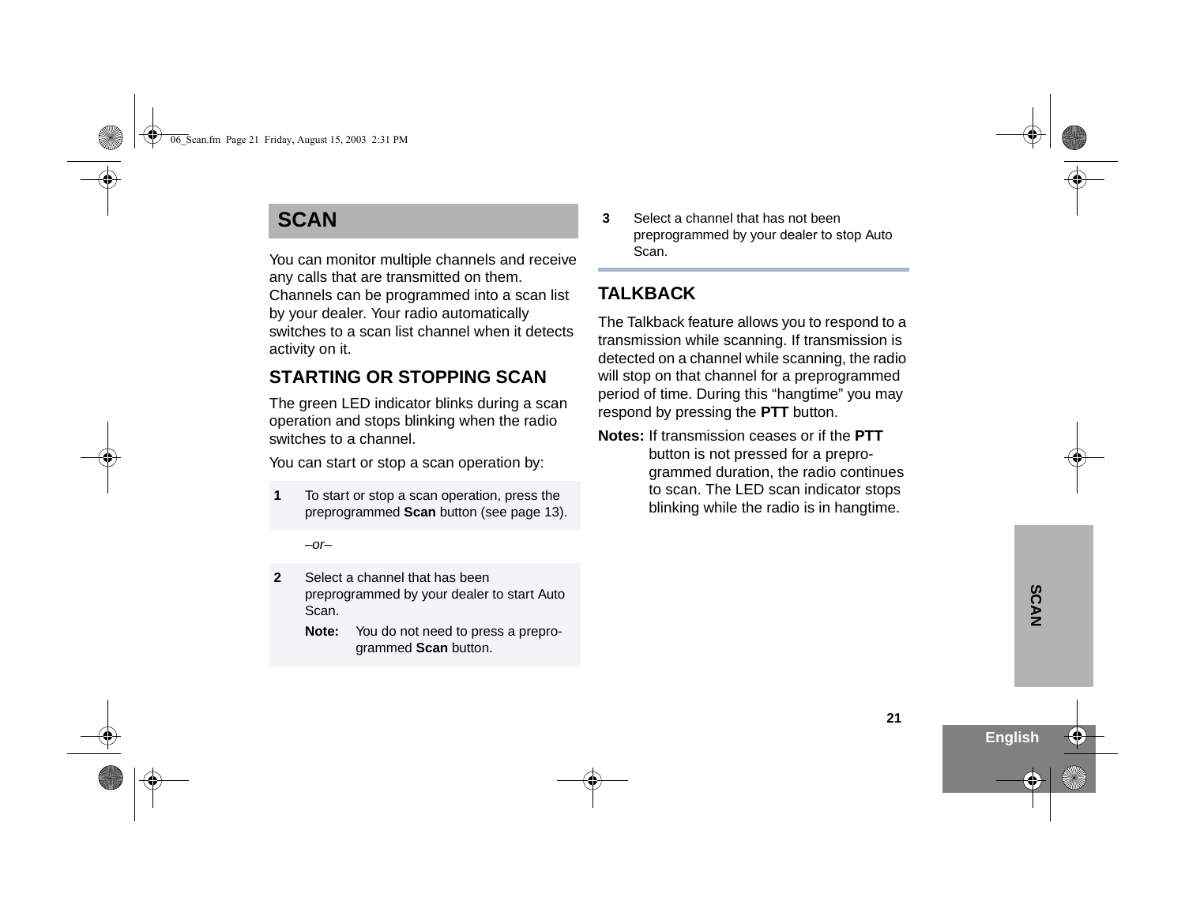# SCAN

You can monitor multiple channels and receive any calls that are transmitted on them. Channels can be programmed into a scan list by your dealer. Your radio automatically switches to a scan list channel when it detects activity on it.

## STARTING OR STOPPING SCAN

The green LED indicator blinks during a scan operation and stops blinking when the radio switches to a channel.

You can start or stop a scan operation by:

1. To start or stop a scan operation, press the preprogrammed **Scan** button (see page 13).

   *–or–*

2. Select a channel that has been preprogrammed by your dealer to start Auto Scan.

   **Note:** You do not need to press a preprogrammed **Scan** button.

3. Select a channel that has not been preprogrammed by your dealer to stop Auto Scan.

## TALKBACK

The Talkback feature allows you to respond to a transmission while scanning. If transmission is detected on a channel while scanning, the radio will stop on that channel for a preprogrammed period of time. During this “hangtime” you may respond by pressing the **PTT** button.

**Notes:** If transmission ceases or if the **PTT** button is not pressed for a preprogrammed duration, the radio continues to scan. The LED scan indicator stops blinking while the radio is in hangtime.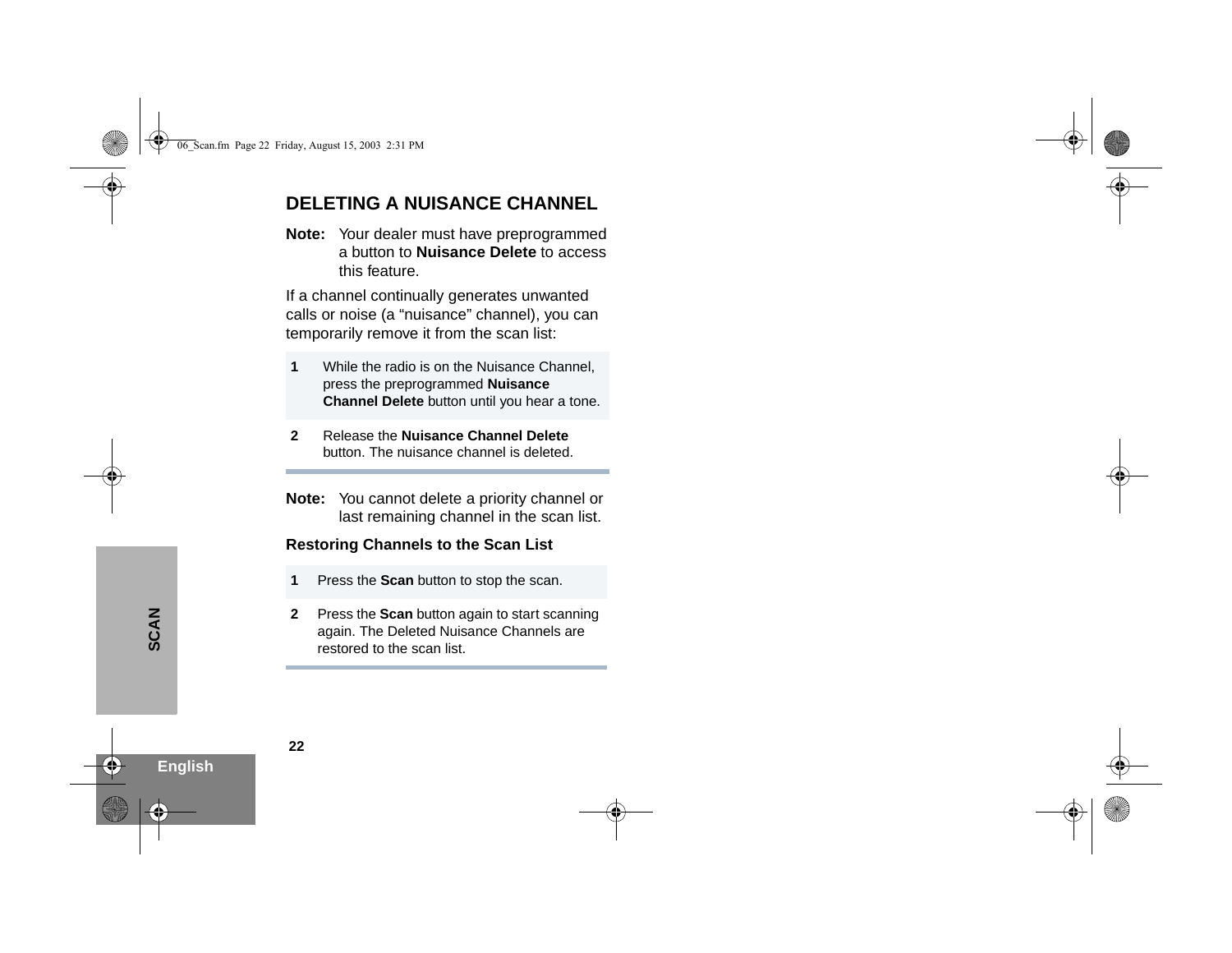## DELETING A NUISANCE CHANNEL

**Note:** Your dealer must have preprogrammed a button to **Nuisance Delete** to access this feature.

If a channel continually generates unwanted calls or noise (a "nuisance" channel), you can temporarily remove it from the scan list:

1. While the radio is on the Nuisance Channel, press the preprogrammed **Nuisance Channel Delete** button until you hear a tone.
2. Release the **Nuisance Channel Delete** button. The nuisance channel is deleted.

**Note:** You cannot delete a priority channel or last remaining channel in the scan list.

### Restoring Channels to the Scan List

1. Press the **Scan** button to stop the scan.
2. Press the **Scan** button again to start scanning again. The Deleted Nuisance Channels are restored to the scan list.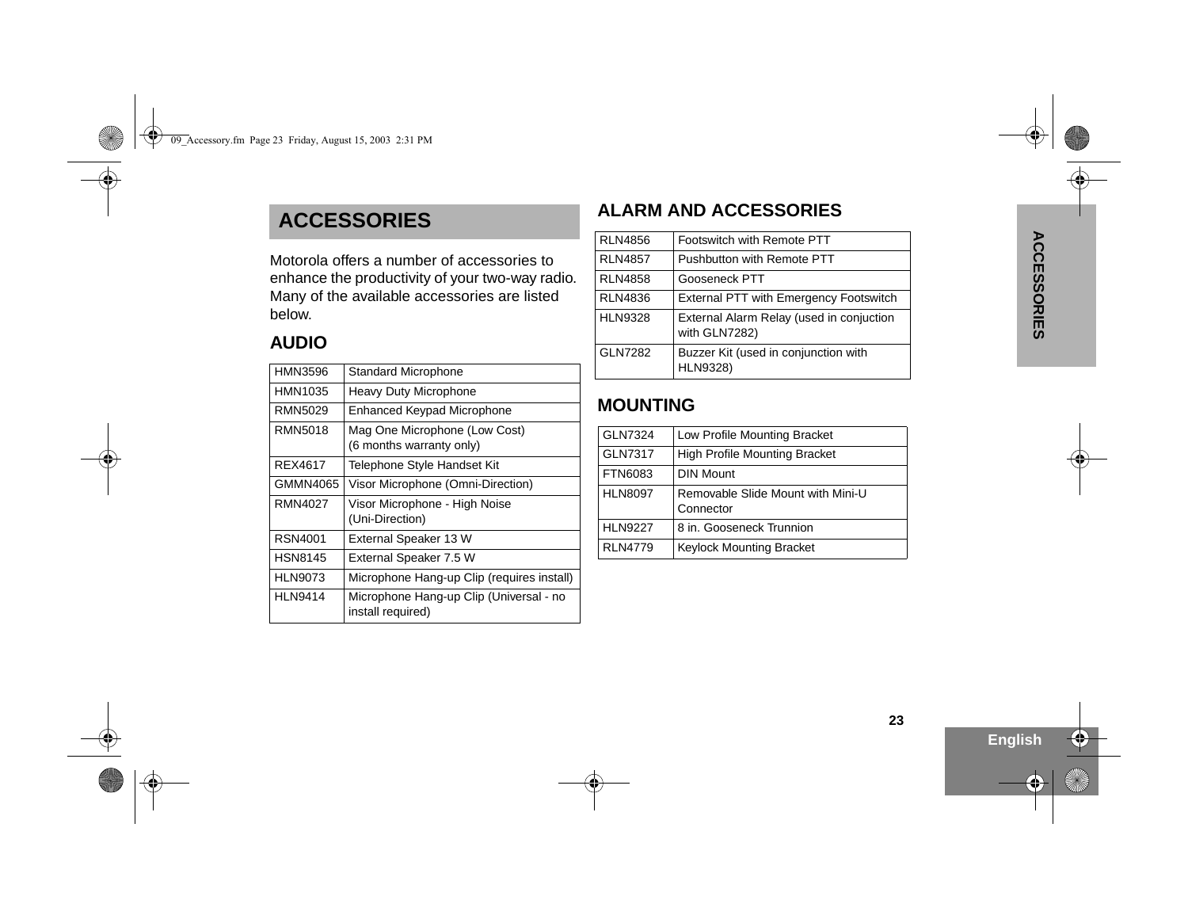# ACCESSORIES

Motorola offers a number of accessories to enhance the productivity of your two-way radio. Many of the available accessories are listed below.

## AUDIO

| | |
|---|---|
| HMN3596 | Standard Microphone |
| HMN1035 | Heavy Duty Microphone |
| RMN5029 | Enhanced Keypad Microphone |
| RMN5018 | Mag One Microphone (Low Cost) (6 months warranty only) |
| REX4617 | Telephone Style Handset Kit |
| GMMN4065 | Visor Microphone (Omni-Direction) |
| RMN4027 | Visor Microphone - High Noise (Uni-Direction) |
| RSN4001 | External Speaker 13 W |
| HSN8145 | External Speaker 7.5 W |
| HLN9073 | Microphone Hang-up Clip (requires install) |
| HLN9414 | Microphone Hang-up Clip (Universal - no install required) |

## ALARM AND ACCESSORIES

| | |
|---|---|
| RLN4856 | Footswitch with Remote PTT |
| RLN4857 | Pushbutton with Remote PTT |
| RLN4858 | Gooseneck PTT |
| RLN4836 | External PTT with Emergency Footswitch |
| HLN9328 | External Alarm Relay (used in conjuction with GLN7282) |
| GLN7282 | Buzzer Kit (used in conjunction with HLN9328) |

## MOUNTING

| | |
|---|---|
| GLN7324 | Low Profile Mounting Bracket |
| GLN7317 | High Profile Mounting Bracket |
| FTN6083 | DIN Mount |
| HLN8097 | Removable Slide Mount with Mini-U Connector |
| HLN9227 | 8 in. Gooseneck Trunnion |
| RLN4779 | Keylock Mounting Bracket |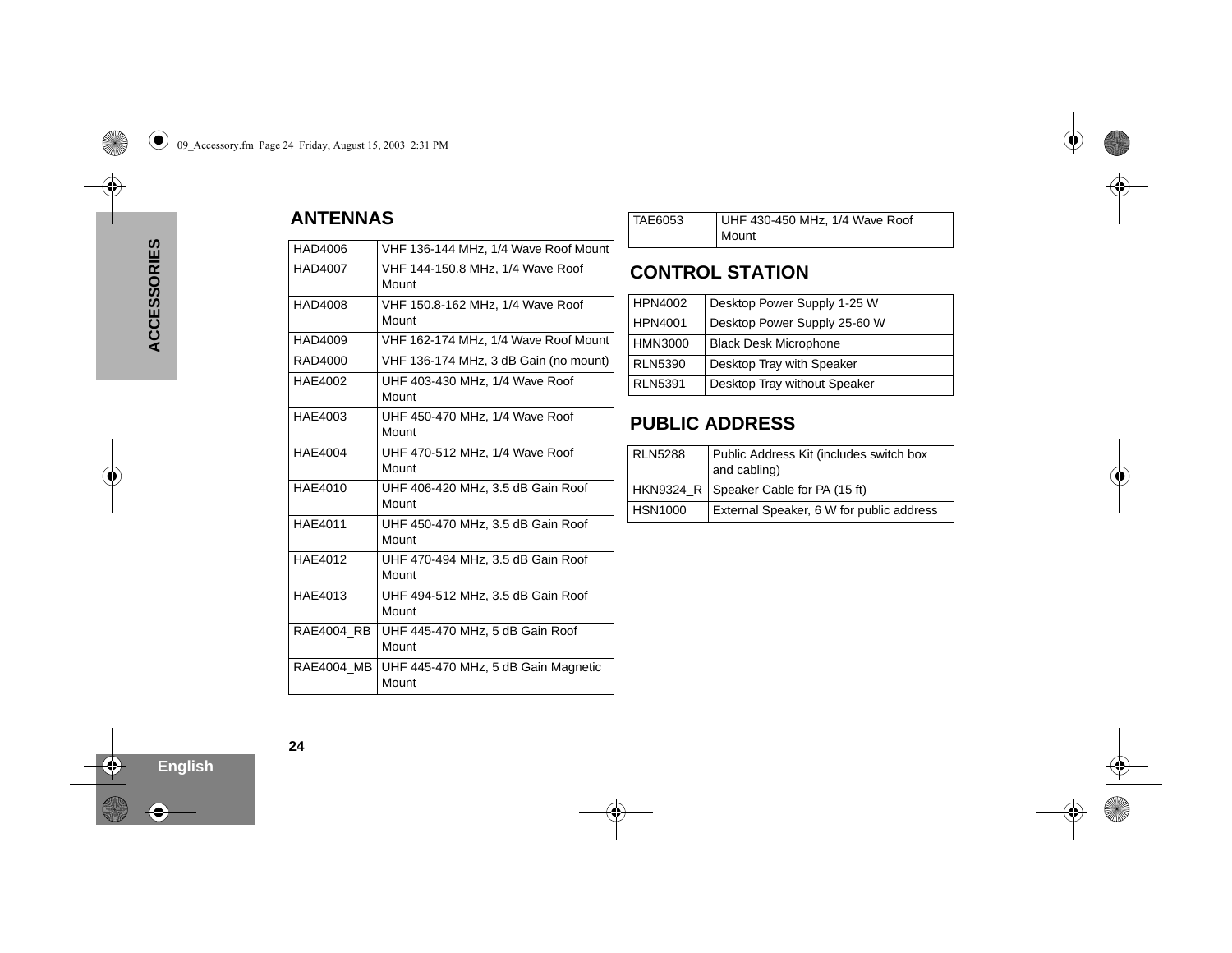## ANTENNAS

| | |
|---|---|
| HAD4006 | VHF 136-144 MHz, 1/4 Wave Roof Mount |
| HAD4007 | VHF 144-150.8 MHz, 1/4 Wave Roof Mount |
| HAD4008 | VHF 150.8-162 MHz, 1/4 Wave Roof Mount |
| HAD4009 | VHF 162-174 MHz, 1/4 Wave Roof Mount |
| RAD4000 | VHF 136-174 MHz, 3 dB Gain (no mount) |
| HAE4002 | UHF 403-430 MHz, 1/4 Wave Roof Mount |
| HAE4003 | UHF 450-470 MHz, 1/4 Wave Roof Mount |
| HAE4004 | UHF 470-512 MHz, 1/4 Wave Roof Mount |
| HAE4010 | UHF 406-420 MHz, 3.5 dB Gain Roof Mount |
| HAE4011 | UHF 450-470 MHz, 3.5 dB Gain Roof Mount |
| HAE4012 | UHF 470-494 MHz, 3.5 dB Gain Roof Mount |
| HAE4013 | UHF 494-512 MHz, 3.5 dB Gain Roof Mount |
| RAE4004_RB | UHF 445-470 MHz, 5 dB Gain Roof Mount |
| RAE4004_MB | UHF 445-470 MHz, 5 dB Gain Magnetic Mount |
| TAE6053 | UHF 430-450 MHz, 1/4 Wave Roof Mount |

## CONTROL STATION

| | |
|---|---|
| HPN4002 | Desktop Power Supply 1-25 W |
| HPN4001 | Desktop Power Supply 25-60 W |
| HMN3000 | Black Desk Microphone |
| RLN5390 | Desktop Tray with Speaker |
| RLN5391 | Desktop Tray without Speaker |

## PUBLIC ADDRESS

| | |
|---|---|
| RLN5288 | Public Address Kit (includes switch box and cabling) |
| HKN9324_R | Speaker Cable for PA (15 ft) |
| HSN1000 | External Speaker, 6 W for public address |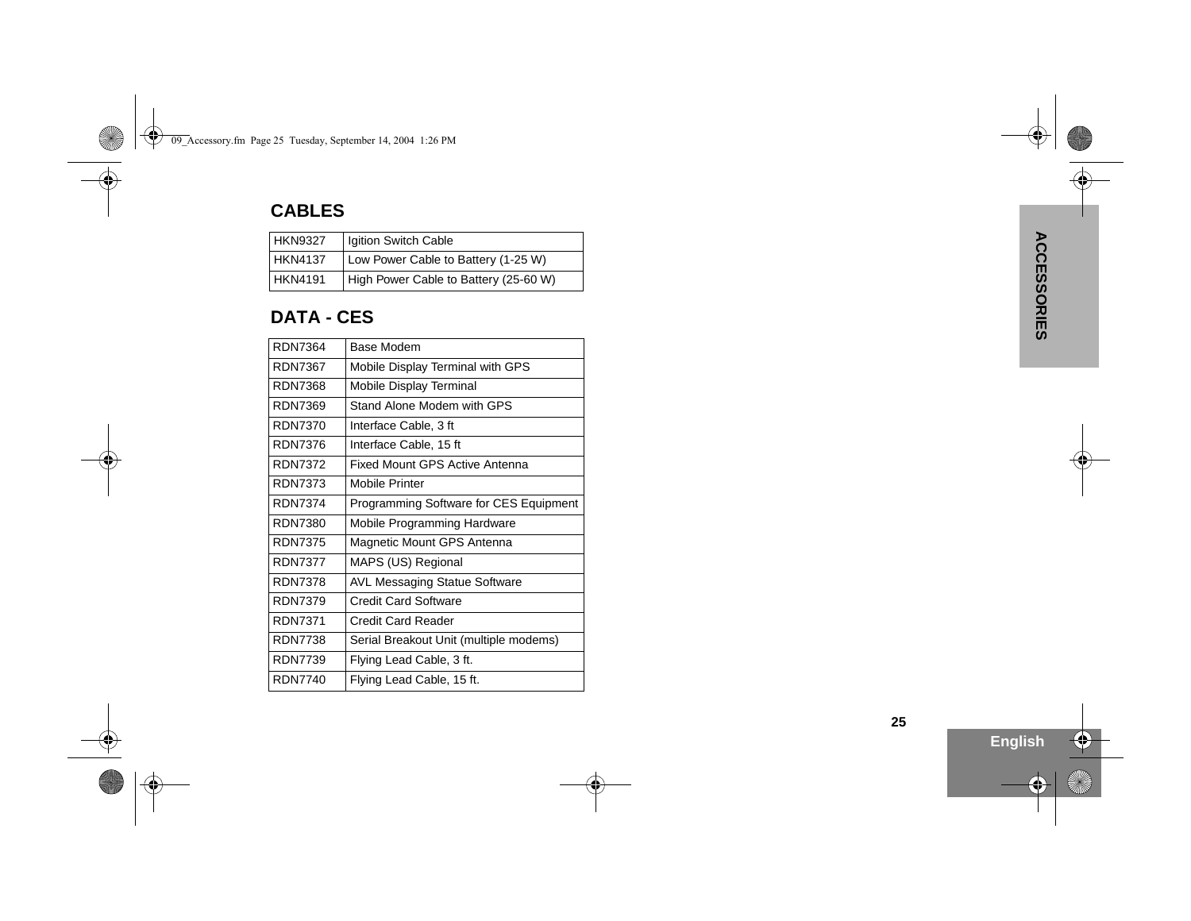## CABLES

| | |
|---|---|
| HKN9327 | Igition Switch Cable |
| HKN4137 | Low Power Cable to Battery (1-25 W) |
| HKN4191 | High Power Cable to Battery (25-60 W) |

## DATA - CES

| | |
|---|---|
| RDN7364 | Base Modem |
| RDN7367 | Mobile Display Terminal with GPS |
| RDN7368 | Mobile Display Terminal |
| RDN7369 | Stand Alone Modem with GPS |
| RDN7370 | Interface Cable, 3 ft |
| RDN7376 | Interface Cable, 15 ft |
| RDN7372 | Fixed Mount GPS Active Antenna |
| RDN7373 | Mobile Printer |
| RDN7374 | Programming Software for CES Equipment |
| RDN7380 | Mobile Programming Hardware |
| RDN7375 | Magnetic Mount GPS Antenna |
| RDN7377 | MAPS (US) Regional |
| RDN7378 | AVL Messaging Statue Software |
| RDN7379 | Credit Card Software |
| RDN7371 | Credit Card Reader |
| RDN7738 | Serial Breakout Unit (multiple modems) |
| RDN7739 | Flying Lead Cable, 3 ft. |
| RDN7740 | Flying Lead Cable, 15 ft. |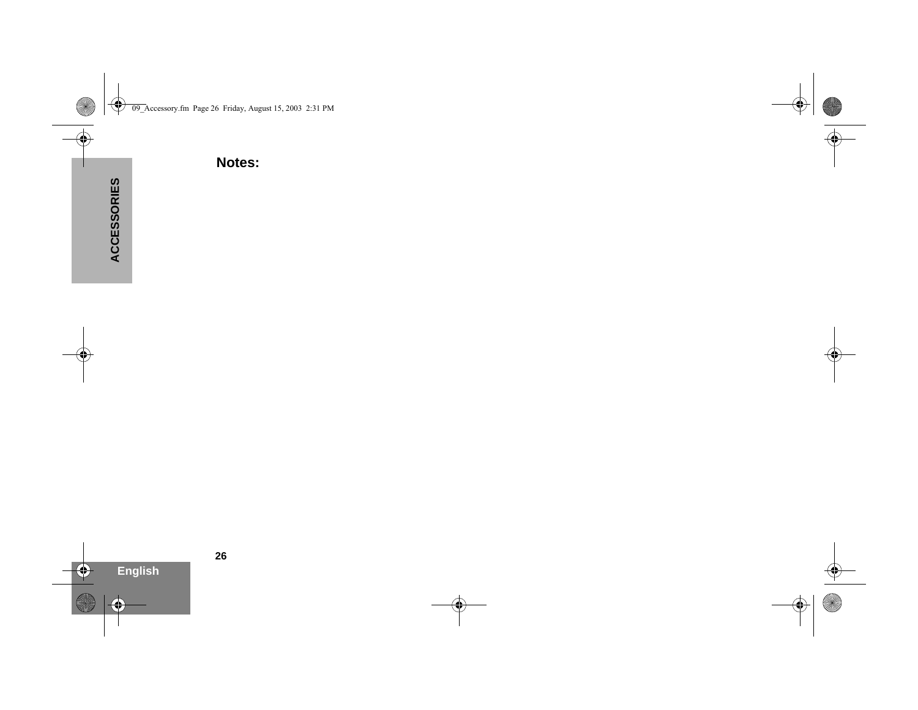## Notes: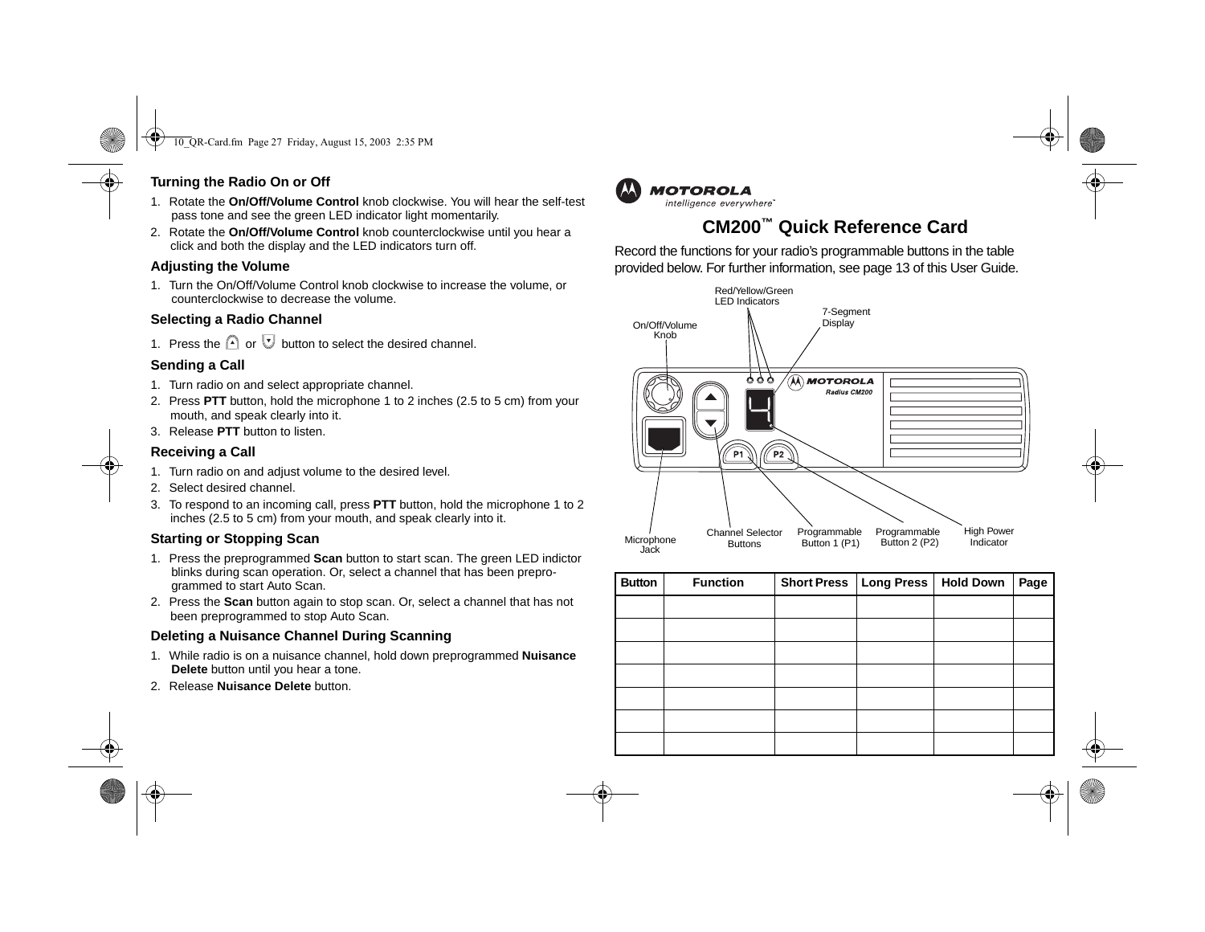## Turning the Radio On or Off

1. Rotate the **On/Off/Volume Control** knob clockwise. You will hear the self-test pass tone and see the green LED indicator light momentarily.
2. Rotate the **On/Off/Volume Control** knob counterclockwise until you hear a click and both the display and the LED indicators turn off.

## Adjusting the Volume

1. Turn the On/Off/Volume Control knob clockwise to increase the volume, or counterclockwise to decrease the volume.

## Selecting a Radio Channel

1. Press the ▲ or ▼ button to select the desired channel.

## Sending a Call

1. Turn radio on and select appropriate channel.
2. Press **PTT** button, hold the microphone 1 to 2 inches (2.5 to 5 cm) from your mouth, and speak clearly into it.
3. Release **PTT** button to listen.

## Receiving a Call

1. Turn radio on and adjust volume to the desired level.
2. Select desired channel.
3. To respond to an incoming call, press **PTT** button, hold the microphone 1 to 2 inches (2.5 to 5 cm) from your mouth, and speak clearly into it.

## Starting or Stopping Scan

1. Press the preprogrammed **Scan** button to start scan. The green LED indictor blinks during scan operation. Or, select a channel that has been preprogrammed to start Auto Scan.
2. Press the **Scan** button again to stop scan. Or, select a channel that has not been preprogrammed to stop Auto Scan.

## Deleting a Nuisance Channel During Scanning

1. While radio is on a nuisance channel, hold down preprogrammed **Nuisance Delete** button until you hear a tone.
2. Release **Nuisance Delete** button.

MOTOROLA
intelligence everywhere™

# CM200™ Quick Reference Card

Record the functions for your radio's programmable buttons in the table provided below. For further information, see page 13 of this User Guide.

On/Off/Volume Knob · Red/Yellow/Green LED Indicators · 7-Segment Display · Microphone Jack · Channel Selector Buttons · Programmable Button 1 (P1) · Programmable Button 2 (P2) · High Power Indicator

| Button | Function | Short Press | Long Press | Hold Down | Page |
|---|---|---|---|---|---|
| | | | | | |
| | | | | | |
| | | | | | |
| | | | | | |
| | | | | | |
| | | | | | |
| | | | | | |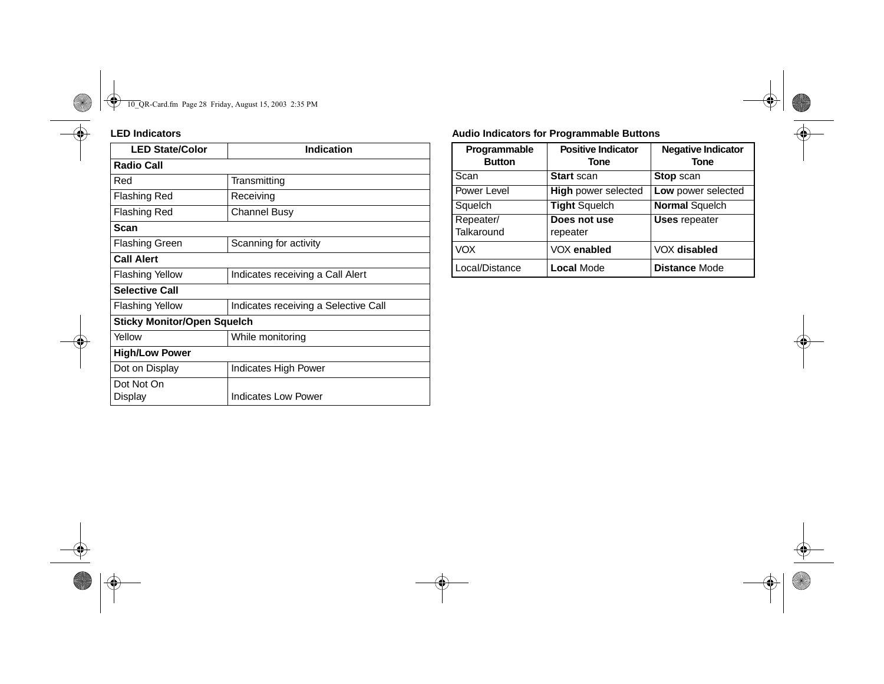### LED Indicators

| LED State/Color | Indication |
| --- | --- |
| **Radio Call** | |
| Red | Transmitting |
| Flashing Red | Receiving |
| Flashing Red | Channel Busy |
| **Scan** | |
| Flashing Green | Scanning for activity |
| **Call Alert** | |
| Flashing Yellow | Indicates receiving a Call Alert |
| **Selective Call** | |
| Flashing Yellow | Indicates receiving a Selective Call |
| **Sticky Monitor/Open Squelch** | |
| Yellow | While monitoring |
| **High/Low Power** | |
| Dot on Display | Indicates High Power |
| Dot Not On Display | Indicates Low Power |

### Audio Indicators for Programmable Buttons

| Programmable Button | Positive Indicator Tone | Negative Indicator Tone |
| --- | --- | --- |
| Scan | **Start** scan | **Stop** scan |
| Power Level | **High** power selected | **Low** power selected |
| Squelch | **Tight** Squelch | **Normal** Squelch |
| Repeater/ Talkaround | **Does not use** repeater | **Uses** repeater |
| VOX | VOX **enabled** | VOX **disabled** |
| Local/Distance | **Local** Mode | **Distance** Mode |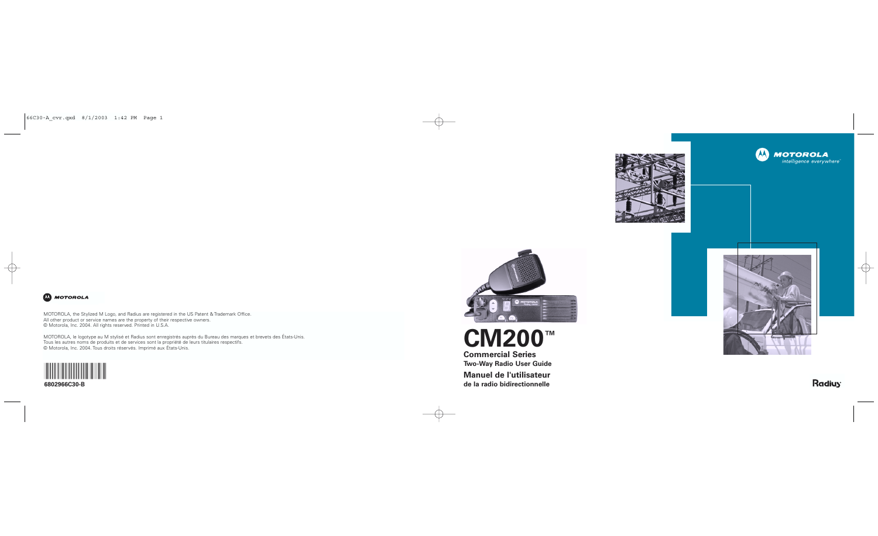MOTOROLA

MOTOROLA, the Stylized M Logo, and Radius are registered in the US Patent & Trademark Office.
All other product or service names are the property of their respective owners.
© Motorola, Inc. 2004. All rights reserved. Printed in U.S.A.

MOTOROLA, le logotype au M stylisé et Radius sont enregistrés auprès du Bureau des marques et brevets des États-Unis.
Tous les autres noms de produits et de services sont la propriété de leurs titulaires respectifs.
© Motorola, Inc. 2004. Tous droits réservés. Imprimé aux États-Unis.

**6802966C30-B**

# CM200™

## Commercial Series

**Two-Way Radio User Guide**

## Manuel de l'utilisateur

**de la radio bidirectionnelle**

MOTOROLA
intelligence everywhere™

Radius